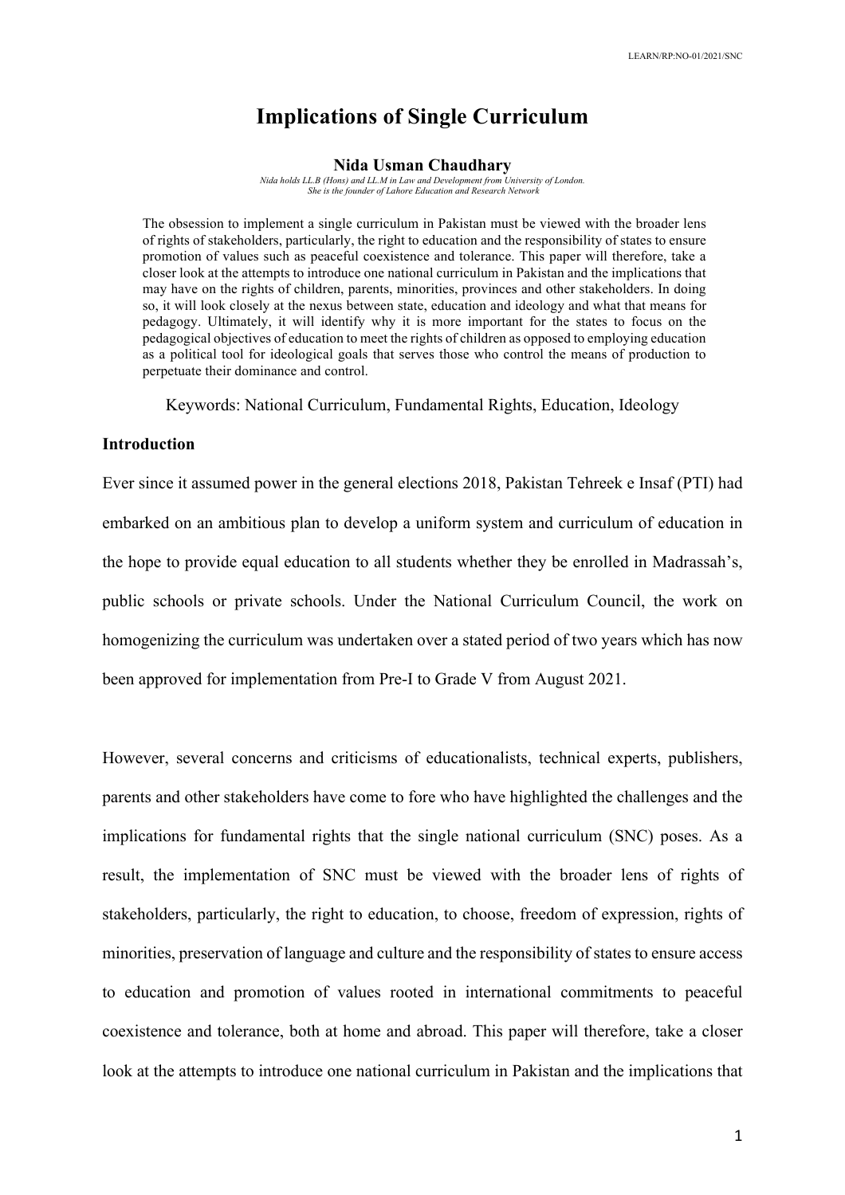# Implications of Single Curriculum

**Nida Usman Chaudhary**

*Nida holds LL.B (Hons) and LL.M in Law and Development from University of London. She is the founder of Lahore Education and Research Network*

The obsession to implement a single curriculum in Pakistan must be viewed with the broader lens of rights of stakeholders, particularly, the right to education and the responsibility of states to ensure promotion of values such as peaceful coexistence and tolerance. This paper will therefore, take a closer look at the attempts to introduce one national curriculum in Pakistan and the implications that may have on the rights of children, parents, minorities, provinces and other stakeholders. In doing so, it will look closely at the nexus between state, education and ideology and what that means for pedagogy. Ultimately, it will identify why it is more important for the states to focus on the pedagogical objectives of education to meet the rights of children as opposed to employing education as a political tool for ideological goals that serves those who control the means of production to perpetuate their dominance and control.

Keywords: National Curriculum, Fundamental Rights, Education, Ideology

**Introduction**

Ever since it assumed power in the general elections 2018, Pakistan Tehreek e Insaf (PTI) had embarked on an ambitious plan to develop a uniform system and curriculum of education in the hope to provide equal education to all students whether they be enrolled in Madrassah's, public schools or private schools. Under the National Curriculum Council, the work on homogenizing the curriculum was undertaken over a stated period of two years which has now been approved for implementation from Pre-I to Grade V from August 2021.

However, several concerns and criticisms of educationalists, technical experts, publishers, parents and other stakeholders have come to fore who have highlighted the challenges and the implications for fundamental rights that the single national curriculum (SNC) poses. As a result, the implementation of SNC must be viewed with the broader lens of rights of stakeholders, particularly, the right to education, to choose, freedom of expression, rights of minorities, preservation of language and culture and the responsibility of states to ensure access to education and promotion of values rooted in international commitments to peaceful coexistence and tolerance, both at home and abroad. This paper will therefore, take a closer look at the attempts to introduce one national curriculum in Pakistan and the implications that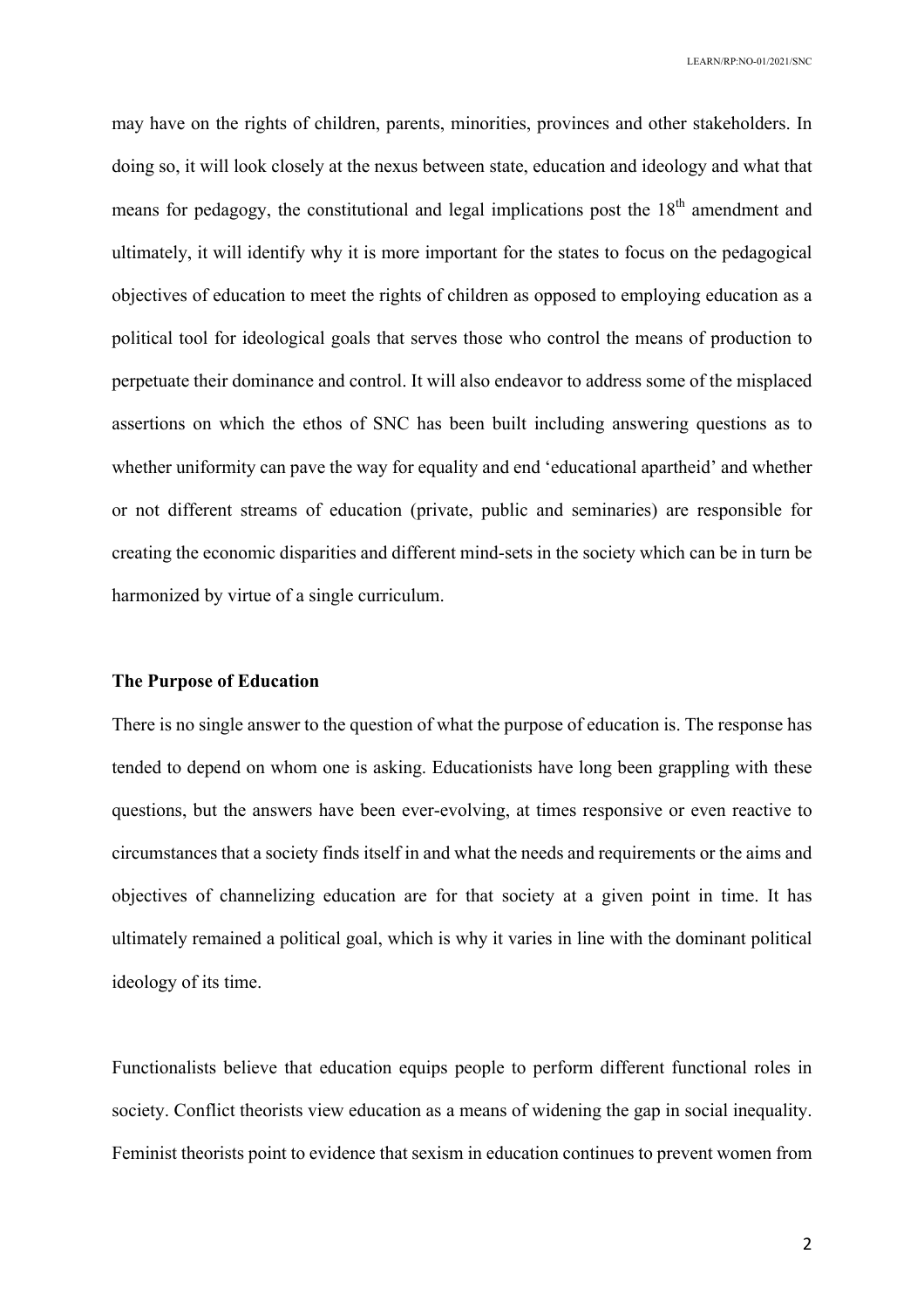may have on the rights of children, parents, minorities, provinces and other stakeholders. In doing so, it will look closely at the nexus between state, education and ideology and what that means for pedagogy, the constitutional and legal implications post the 18th amendment and ultimately, it will identify why it is more important for the states to focus on the pedagogical objectives of education to meet the rights of children as opposed to employing education as a political tool for ideological goals that serves those who control the means of production to perpetuate their dominance and control. It will also endeavor to address some of the misplaced assertions on which the ethos of SNC has been built including answering questions as to whether uniformity can pave the way for equality and end 'educational apartheid' and whether or not different streams of education (private, public and seminaries) are responsible for creating the economic disparities and different mind-sets in the society which can be in turn be harmonized by virtue of a single curriculum.

**The Purpose of Education**

There is no single answer to the question of what the purpose of education is. The response has tended to depend on whom one is asking. Educationists have long been grappling with these questions, but the answers have been ever-evolving, at times responsive or even reactive to circumstances that a society finds itself in and what the needs and requirements or the aims and objectives of channelizing education are for that society at a given point in time. It has ultimately remained a political goal, which is why it varies in line with the dominant political ideology of its time.

Functionalists believe that education equips people to perform different functional roles in society. Conflict theorists view education as a means of widening the gap in social inequality. Feminist theorists point to evidence that sexism in education continues to prevent women from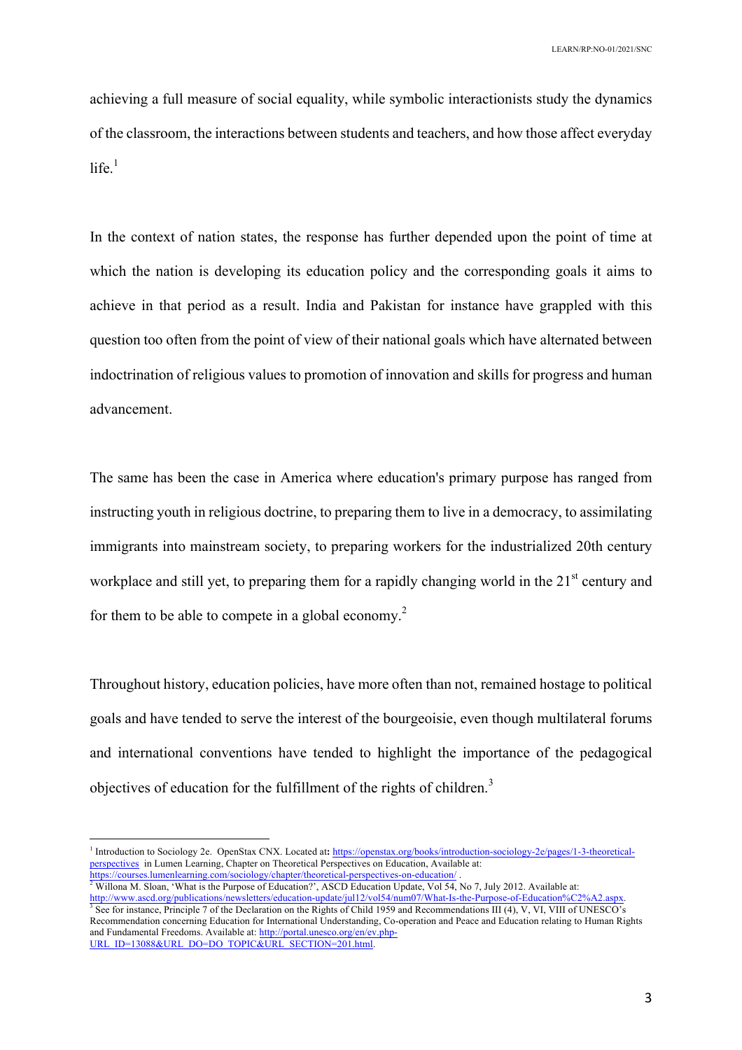achieving a full measure of social equality, while symbolic interactionists study the dynamics of the classroom, the interactions between students and teachers, and how those affect everyday life.[1]

In the context of nation states, the response has further depended upon the point of time at which the nation is developing its education policy and the corresponding goals it aims to achieve in that period as a result. India and Pakistan for instance have grappled with this question too often from the point of view of their national goals which have alternated between indoctrination of religious values to promotion of innovation and skills for progress and human advancement.

The same has been the case in America where education's primary purpose has ranged from instructing youth in religious doctrine, to preparing them to live in a democracy, to assimilating immigrants into mainstream society, to preparing workers for the industrialized 20th century workplace and still yet, to preparing them for a rapidly changing world in the 21st century and for them to be able to compete in a global economy.[2]

Throughout history, education policies, have more often than not, remained hostage to political goals and have tended to serve the interest of the bourgeoisie, even though multilateral forums and international conventions have tended to highlight the importance of the pedagogical objectives of education for the fulfillment of the rights of children.[3]

---

[1] Introduction to Sociology 2e. OpenStax CNX. Located at: https://openstax.org/books/introduction-sociology-2e/pages/1-3-theoretical-perspectives in Lumen Learning, Chapter on Theoretical Perspectives on Education, Available at: https://courses.lumenlearning.com/sociology/chapter/theoretical-perspectives-on-education/ .

[2] Willona M. Sloan, 'What is the Purpose of Education?', ASCD Education Update, Vol 54, No 7, July 2012. Available at: http://www.ascd.org/publications/newsletters/education-update/jul12/vol54/num07/What-Is-the-Purpose-of-Education%C2%A2.aspx.

[3] See for instance, Principle 7 of the Declaration on the Rights of Child 1959 and Recommendations III (4), V, VI, VIII of UNESCO's Recommendation concerning Education for International Understanding, Co-operation and Peace and Education relating to Human Rights and Fundamental Freedoms. Available at: http://portal.unesco.org/en/ev.php-URL_ID=13088&URL_DO=DO_TOPIC&URL_SECTION=201.html.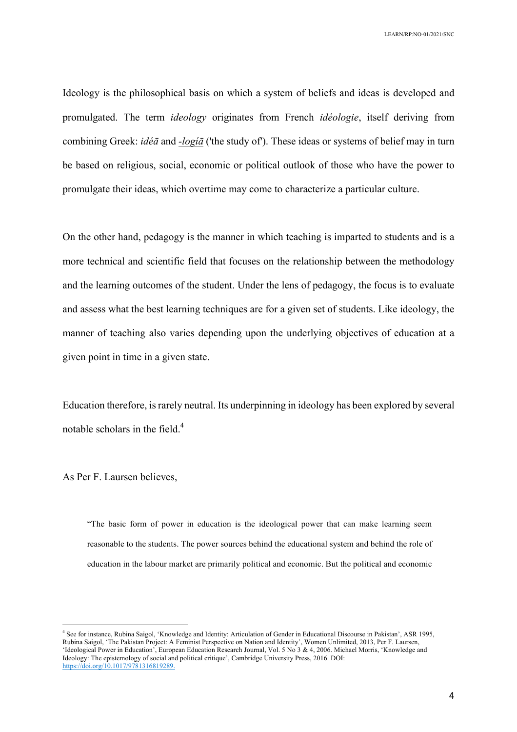Ideology is the philosophical basis on which a system of beliefs and ideas is developed and promulgated. The term *ideology* originates from French *idéologie*, itself deriving from combining Greek: *idéā* and *-logíā* ('the study of'). These ideas or systems of belief may in turn be based on religious, social, economic or political outlook of those who have the power to promulgate their ideas, which overtime may come to characterize a particular culture.

On the other hand, pedagogy is the manner in which teaching is imparted to students and is a more technical and scientific field that focuses on the relationship between the methodology and the learning outcomes of the student. Under the lens of pedagogy, the focus is to evaluate and assess what the best learning techniques are for a given set of students. Like ideology, the manner of teaching also varies depending upon the underlying objectives of education at a given point in time in a given state.

Education therefore, is rarely neutral. Its underpinning in ideology has been explored by several notable scholars in the field.[4]

As Per F. Laursen believes,

> "The basic form of power in education is the ideological power that can make learning seem reasonable to the students. The power sources behind the educational system and behind the role of education in the labour market are primarily political and economic. But the political and economic

---

[4] See for instance, Rubina Saigol, 'Knowledge and Identity: Articulation of Gender in Educational Discourse in Pakistan', ASR 1995, Rubina Saigol, 'The Pakistan Project: A Feminist Perspective on Nation and Identity', Women Unlimited, 2013, Per F. Laursen, 'Ideological Power in Education', European Education Research Journal, Vol. 5 No 3 & 4, 2006. Michael Morris, 'Knowledge and Ideology: The epistemology of social and political critique', Cambridge University Press, 2016. DOI: https://doi.org/10.1017/9781316819289.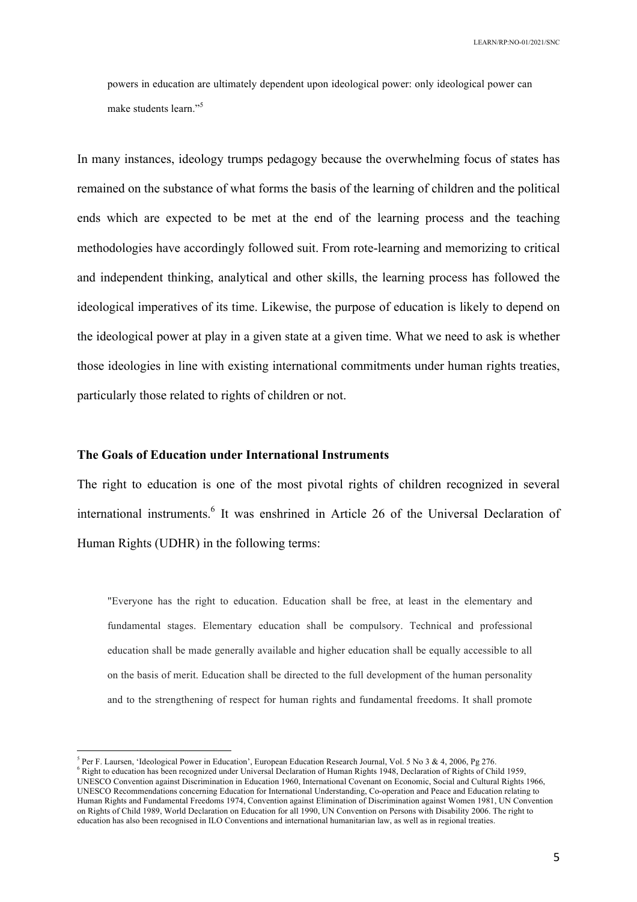> powers in education are ultimately dependent upon ideological power: only ideological power can make students learn."[5]

In many instances, ideology trumps pedagogy because the overwhelming focus of states has remained on the substance of what forms the basis of the learning of children and the political ends which are expected to be met at the end of the learning process and the teaching methodologies have accordingly followed suit. From rote-learning and memorizing to critical and independent thinking, analytical and other skills, the learning process has followed the ideological imperatives of its time. Likewise, the purpose of education is likely to depend on the ideological power at play in a given state at a given time. What we need to ask is whether those ideologies in line with existing international commitments under human rights treaties, particularly those related to rights of children or not.

### The Goals of Education under International Instruments

The right to education is one of the most pivotal rights of children recognized in several international instruments.[6] It was enshrined in Article 26 of the Universal Declaration of Human Rights (UDHR) in the following terms:

> "Everyone has the right to education. Education shall be free, at least in the elementary and fundamental stages. Elementary education shall be compulsory. Technical and professional education shall be made generally available and higher education shall be equally accessible to all on the basis of merit. Education shall be directed to the full development of the human personality and to the strengthening of respect for human rights and fundamental freedoms. It shall promote

---

[5] Per F. Laursen, 'Ideological Power in Education', European Education Research Journal, Vol. 5 No 3 & 4, 2006, Pg 276.

[6] Right to education has been recognized under Universal Declaration of Human Rights 1948, Declaration of Rights of Child 1959, UNESCO Convention against Discrimination in Education 1960, International Covenant on Economic, Social and Cultural Rights 1966, UNESCO Recommendations concerning Education for International Understanding, Co-operation and Peace and Education relating to Human Rights and Fundamental Freedoms 1974, Convention against Elimination of Discrimination against Women 1981, UN Convention on Rights of Child 1989, World Declaration on Education for all 1990, UN Convention on Persons with Disability 2006. The right to education has also been recognised in ILO Conventions and international humanitarian law, as well as in regional treaties.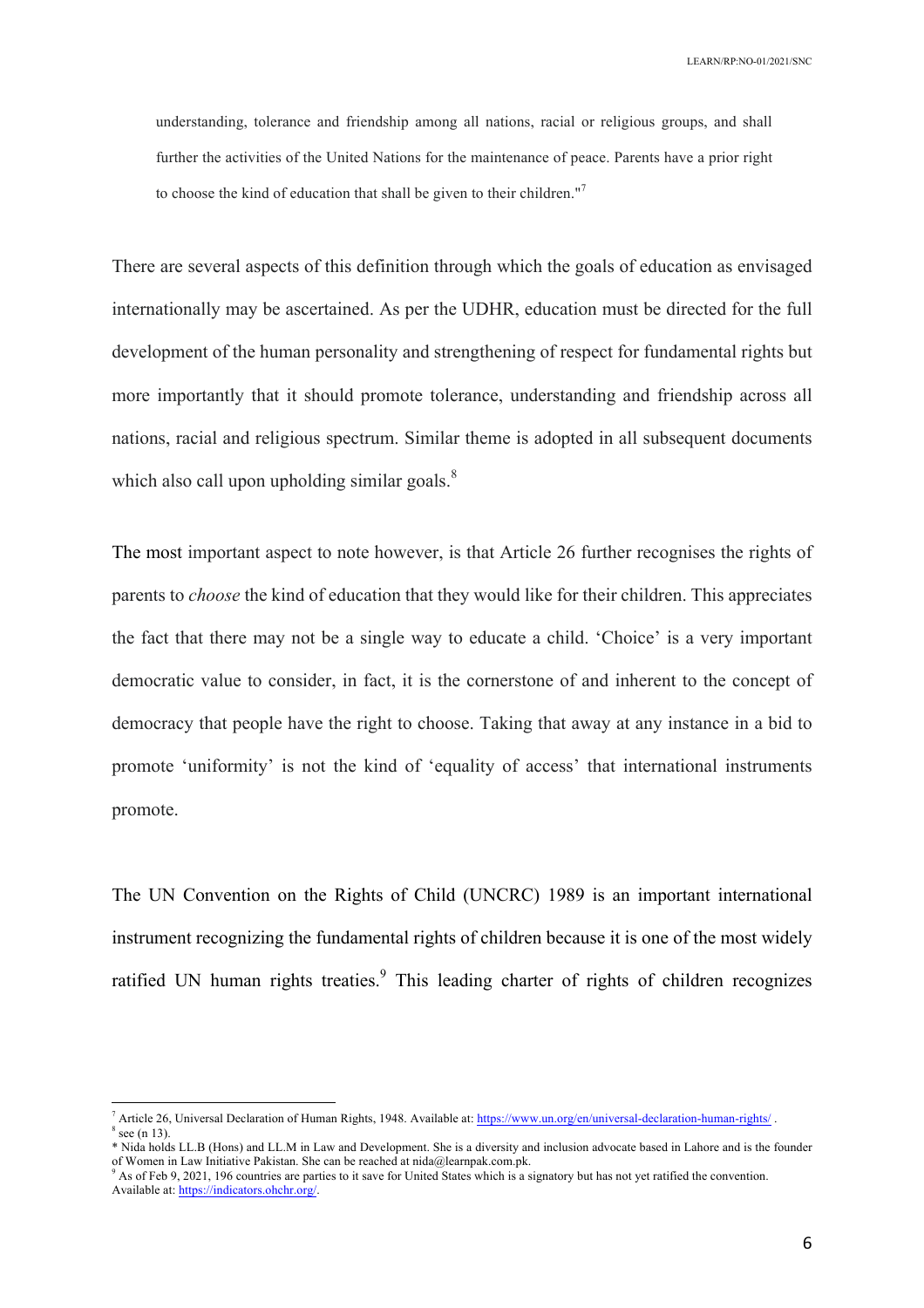> understanding, tolerance and friendship among all nations, racial or religious groups, and shall further the activities of the United Nations for the maintenance of peace. Parents have a prior right to choose the kind of education that shall be given to their children."[7]

There are several aspects of this definition through which the goals of education as envisaged internationally may be ascertained. As per the UDHR, education must be directed for the full development of the human personality and strengthening of respect for fundamental rights but more importantly that it should promote tolerance, understanding and friendship across all nations, racial and religious spectrum. Similar theme is adopted in all subsequent documents which also call upon upholding similar goals.[8]

The most important aspect to note however, is that Article 26 further recognises the rights of parents to *choose* the kind of education that they would like for their children. This appreciates the fact that there may not be a single way to educate a child. 'Choice' is a very important democratic value to consider, in fact, it is the cornerstone of and inherent to the concept of democracy that people have the right to choose. Taking that away at any instance in a bid to promote 'uniformity' is not the kind of 'equality of access' that international instruments promote.

The UN Convention on the Rights of Child (UNCRC) 1989 is an important international instrument recognizing the fundamental rights of children because it is one of the most widely ratified UN human rights treaties.[9] This leading charter of rights of children recognizes

---

[7] Article 26, Universal Declaration of Human Rights, 1948. Available at: https://www.un.org/en/universal-declaration-human-rights/ .

[8] see (n 13).

* Nida holds LL.B (Hons) and LL.M in Law and Development. She is a diversity and inclusion advocate based in Lahore and is the founder of Women in Law Initiative Pakistan. She can be reached at nida@learnpak.com.pk.

[9] As of Feb 9, 2021, 196 countries are parties to it save for United States which is a signatory but has not yet ratified the convention. Available at: https://indicators.ohchr.org/.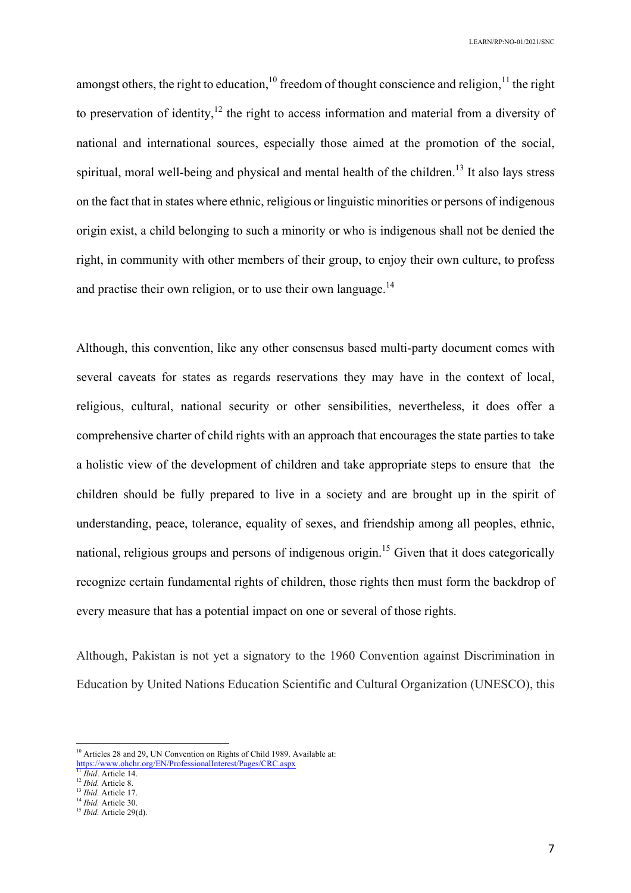amongst others, the right to education,[10] freedom of thought conscience and religion,[11] the right to preservation of identity,[12] the right to access information and material from a diversity of national and international sources, especially those aimed at the promotion of the social, spiritual, moral well-being and physical and mental health of the children.[13] It also lays stress on the fact that in states where ethnic, religious or linguistic minorities or persons of indigenous origin exist, a child belonging to such a minority or who is indigenous shall not be denied the right, in community with other members of their group, to enjoy their own culture, to profess and practise their own religion, or to use their own language.[14]

Although, this convention, like any other consensus based multi-party document comes with several caveats for states as regards reservations they may have in the context of local, religious, cultural, national security or other sensibilities, nevertheless, it does offer a comprehensive charter of child rights with an approach that encourages the state parties to take a holistic view of the development of children and take appropriate steps to ensure that the children should be fully prepared to live in a society and are brought up in the spirit of understanding, peace, tolerance, equality of sexes, and friendship among all peoples, ethnic, national, religious groups and persons of indigenous origin.[15] Given that it does categorically recognize certain fundamental rights of children, those rights then must form the backdrop of every measure that has a potential impact on one or several of those rights.

Although, Pakistan is not yet a signatory to the 1960 Convention against Discrimination in Education by United Nations Education Scientific and Cultural Organization (UNESCO), this

---

[10] Articles 28 and 29, UN Convention on Rights of Child 1989. Available at: https://www.ohchr.org/EN/ProfessionalInterest/Pages/CRC.aspx

[11] *Ibid*. Article 14.

[12] *Ibid.* Article 8.

[13] *Ibid.* Article 17.

[14] *Ibid.* Article 30.

[15] *Ibid.* Article 29(d).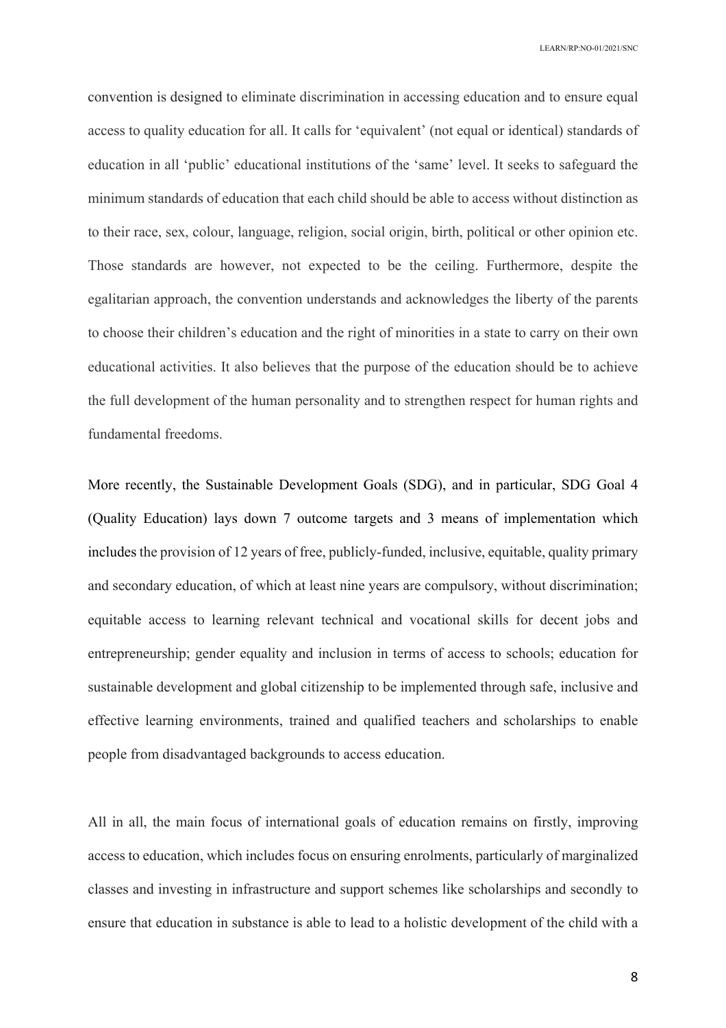convention is designed to eliminate discrimination in accessing education and to ensure equal access to quality education for all. It calls for 'equivalent' (not equal or identical) standards of education in all 'public' educational institutions of the 'same' level. It seeks to safeguard the minimum standards of education that each child should be able to access without distinction as to their race, sex, colour, language, religion, social origin, birth, political or other opinion etc. Those standards are however, not expected to be the ceiling. Furthermore, despite the egalitarian approach, the convention understands and acknowledges the liberty of the parents to choose their children's education and the right of minorities in a state to carry on their own educational activities. It also believes that the purpose of the education should be to achieve the full development of the human personality and to strengthen respect for human rights and fundamental freedoms.

More recently, the Sustainable Development Goals (SDG), and in particular, SDG Goal 4 (Quality Education) lays down 7 outcome targets and 3 means of implementation which includes the provision of 12 years of free, publicly-funded, inclusive, equitable, quality primary and secondary education, of which at least nine years are compulsory, without discrimination; equitable access to learning relevant technical and vocational skills for decent jobs and entrepreneurship; gender equality and inclusion in terms of access to schools; education for sustainable development and global citizenship to be implemented through safe, inclusive and effective learning environments, trained and qualified teachers and scholarships to enable people from disadvantaged backgrounds to access education.

All in all, the main focus of international goals of education remains on firstly, improving access to education, which includes focus on ensuring enrolments, particularly of marginalized classes and investing in infrastructure and support schemes like scholarships and secondly to ensure that education in substance is able to lead to a holistic development of the child with a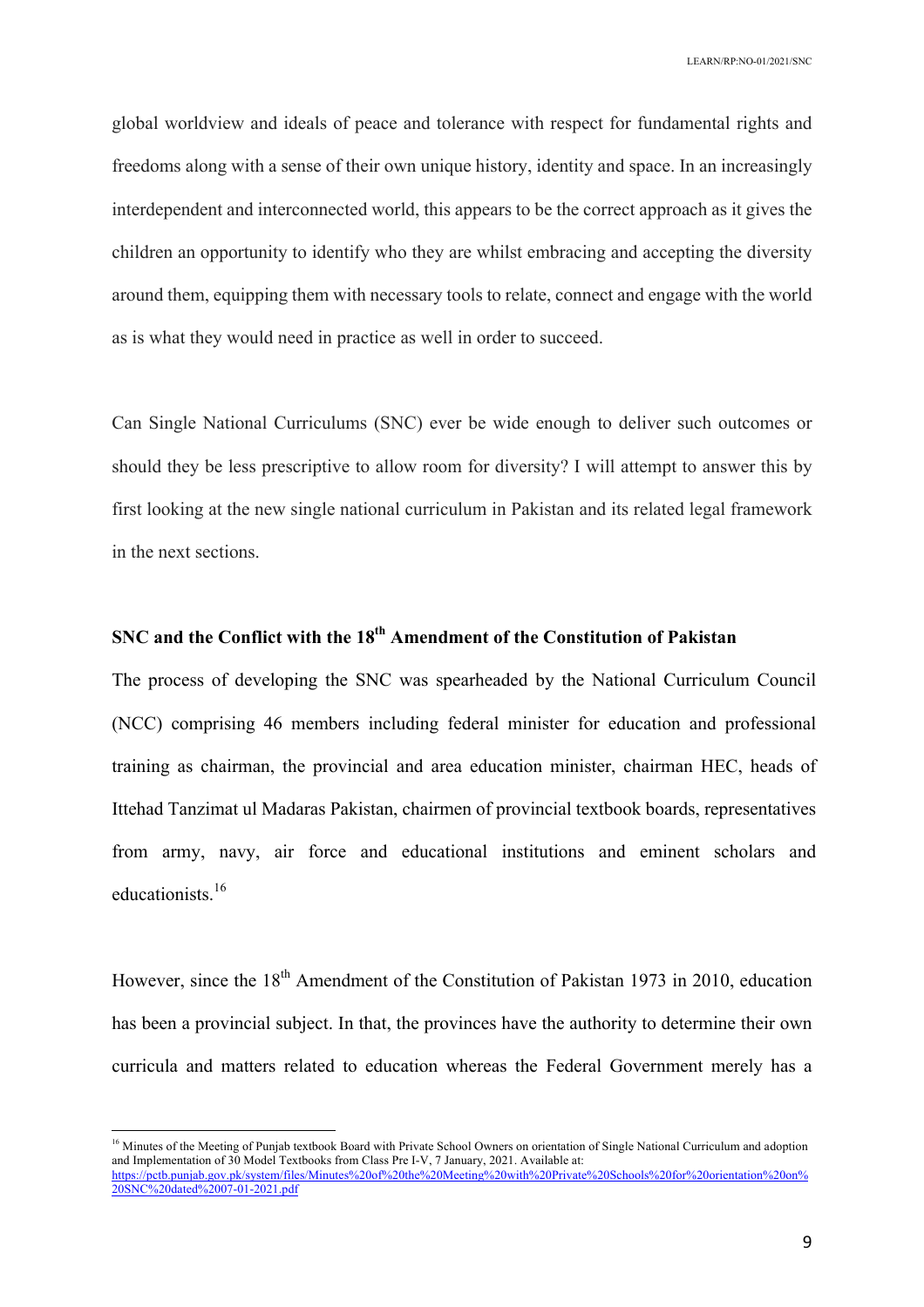global worldview and ideals of peace and tolerance with respect for fundamental rights and freedoms along with a sense of their own unique history, identity and space. In an increasingly interdependent and interconnected world, this appears to be the correct approach as it gives the children an opportunity to identify who they are whilst embracing and accepting the diversity around them, equipping them with necessary tools to relate, connect and engage with the world as is what they would need in practice as well in order to succeed.

Can Single National Curriculums (SNC) ever be wide enough to deliver such outcomes or should they be less prescriptive to allow room for diversity? I will attempt to answer this by first looking at the new single national curriculum in Pakistan and its related legal framework in the next sections.

## SNC and the Conflict with the 18th Amendment of the Constitution of Pakistan

The process of developing the SNC was spearheaded by the National Curriculum Council (NCC) comprising 46 members including federal minister for education and professional training as chairman, the provincial and area education minister, chairman HEC, heads of Ittehad Tanzimat ul Madaras Pakistan, chairmen of provincial textbook boards, representatives from army, navy, air force and educational institutions and eminent scholars and educationists.[16]

However, since the 18th Amendment of the Constitution of Pakistan 1973 in 2010, education has been a provincial subject. In that, the provinces have the authority to determine their own curricula and matters related to education whereas the Federal Government merely has a

[16] Minutes of the Meeting of Punjab textbook Board with Private School Owners on orientation of Single National Curriculum and adoption and Implementation of 30 Model Textbooks from Class Pre I-V, 7 January, 2021. Available at: https://pctb.punjab.gov.pk/system/files/Minutes%20of%20the%20Meeting%20with%20Private%20Schools%20for%20orientation%20on%20SNC%20dated%2007-01-2021.pdf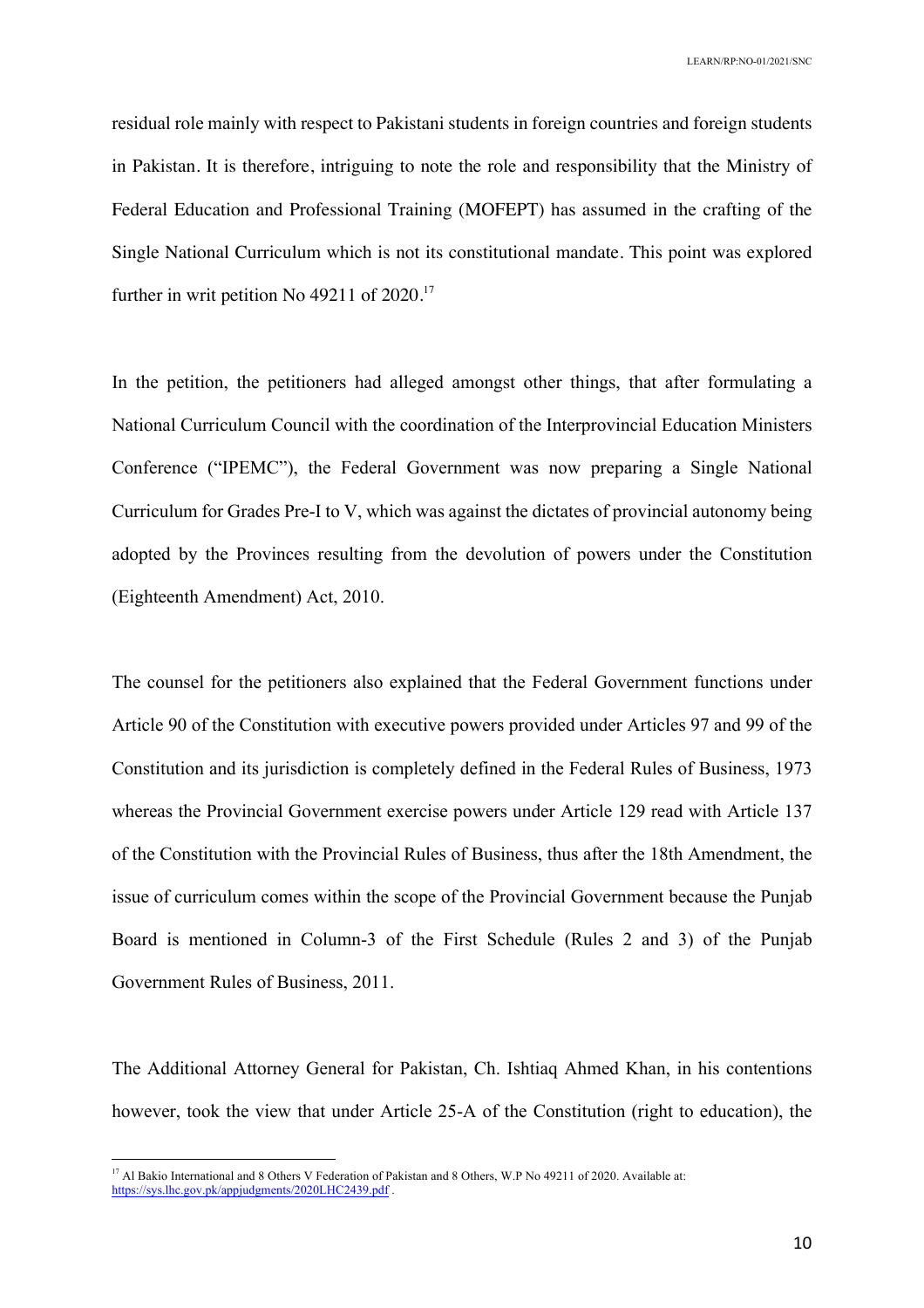residual role mainly with respect to Pakistani students in foreign countries and foreign students in Pakistan. It is therefore, intriguing to note the role and responsibility that the Ministry of Federal Education and Professional Training (MOFEPT) has assumed in the crafting of the Single National Curriculum which is not its constitutional mandate. This point was explored further in writ petition No 49211 of 2020.[17]

In the petition, the petitioners had alleged amongst other things, that after formulating a National Curriculum Council with the coordination of the Interprovincial Education Ministers Conference ("IPEMC"), the Federal Government was now preparing a Single National Curriculum for Grades Pre-I to V, which was against the dictates of provincial autonomy being adopted by the Provinces resulting from the devolution of powers under the Constitution (Eighteenth Amendment) Act, 2010.

The counsel for the petitioners also explained that the Federal Government functions under Article 90 of the Constitution with executive powers provided under Articles 97 and 99 of the Constitution and its jurisdiction is completely defined in the Federal Rules of Business, 1973 whereas the Provincial Government exercise powers under Article 129 read with Article 137 of the Constitution with the Provincial Rules of Business, thus after the 18th Amendment, the issue of curriculum comes within the scope of the Provincial Government because the Punjab Board is mentioned in Column-3 of the First Schedule (Rules 2 and 3) of the Punjab Government Rules of Business, 2011.

The Additional Attorney General for Pakistan, Ch. Ishtiaq Ahmed Khan, in his contentions however, took the view that under Article 25-A of the Constitution (right to education), the

---

[17] Al Bakio International and 8 Others V Federation of Pakistan and 8 Others, W.P No 49211 of 2020. Available at: https://sys.lhc.gov.pk/appjudgments/2020LHC2439.pdf .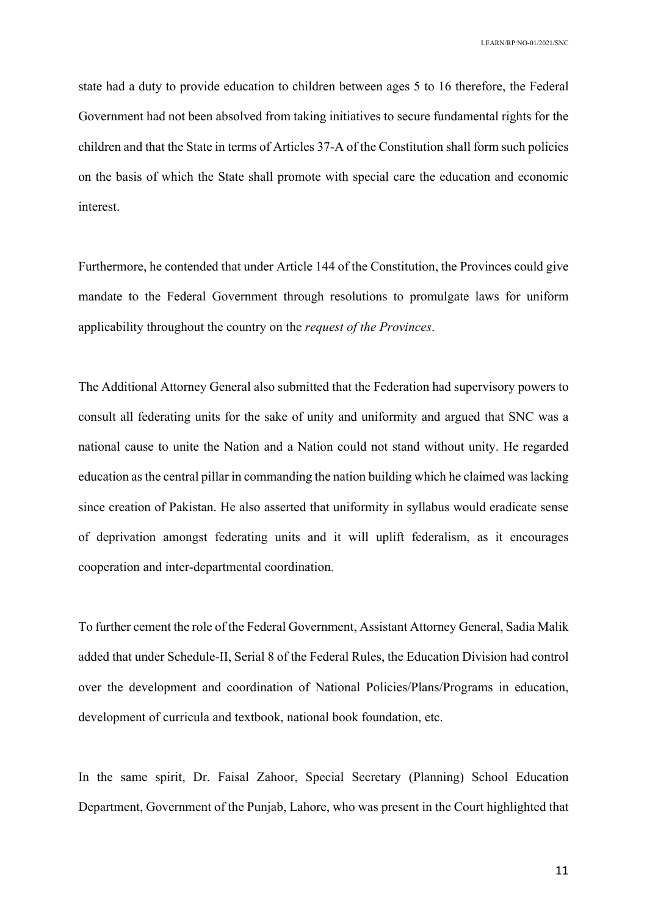state had a duty to provide education to children between ages 5 to 16 therefore, the Federal Government had not been absolved from taking initiatives to secure fundamental rights for the children and that the State in terms of Articles 37-A of the Constitution shall form such policies on the basis of which the State shall promote with special care the education and economic interest.

Furthermore, he contended that under Article 144 of the Constitution, the Provinces could give mandate to the Federal Government through resolutions to promulgate laws for uniform applicability throughout the country on the *request of the Provinces*.

The Additional Attorney General also submitted that the Federation had supervisory powers to consult all federating units for the sake of unity and uniformity and argued that SNC was a national cause to unite the Nation and a Nation could not stand without unity. He regarded education as the central pillar in commanding the nation building which he claimed was lacking since creation of Pakistan. He also asserted that uniformity in syllabus would eradicate sense of deprivation amongst federating units and it will uplift federalism, as it encourages cooperation and inter-departmental coordination.

To further cement the role of the Federal Government, Assistant Attorney General, Sadia Malik added that under Schedule-II, Serial 8 of the Federal Rules, the Education Division had control over the development and coordination of National Policies/Plans/Programs in education, development of curricula and textbook, national book foundation, etc.

In the same spirit, Dr. Faisal Zahoor, Special Secretary (Planning) School Education Department, Government of the Punjab, Lahore, who was present in the Court highlighted that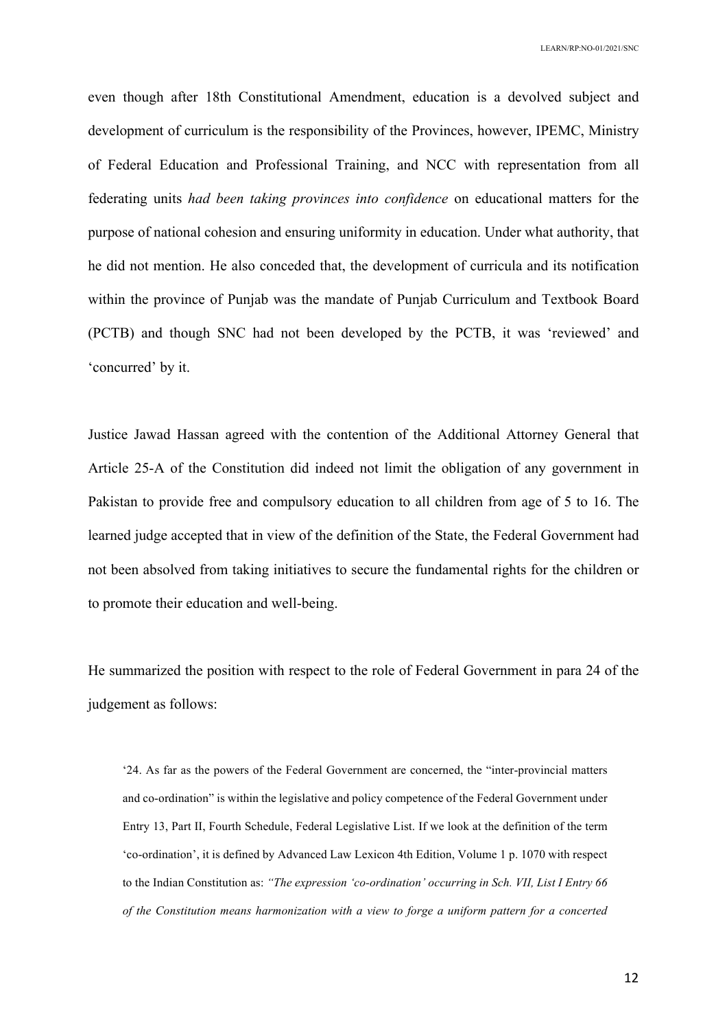even though after 18th Constitutional Amendment, education is a devolved subject and development of curriculum is the responsibility of the Provinces, however, IPEMC, Ministry of Federal Education and Professional Training, and NCC with representation from all federating units *had been taking provinces into confidence* on educational matters for the purpose of national cohesion and ensuring uniformity in education. Under what authority, that he did not mention. He also conceded that, the development of curricula and its notification within the province of Punjab was the mandate of Punjab Curriculum and Textbook Board (PCTB) and though SNC had not been developed by the PCTB, it was 'reviewed' and 'concurred' by it.

Justice Jawad Hassan agreed with the contention of the Additional Attorney General that Article 25-A of the Constitution did indeed not limit the obligation of any government in Pakistan to provide free and compulsory education to all children from age of 5 to 16. The learned judge accepted that in view of the definition of the State, the Federal Government had not been absolved from taking initiatives to secure the fundamental rights for the children or to promote their education and well-being.

He summarized the position with respect to the role of Federal Government in para 24 of the judgement as follows:

> '24. As far as the powers of the Federal Government are concerned, the "inter-provincial matters and co-ordination" is within the legislative and policy competence of the Federal Government under Entry 13, Part II, Fourth Schedule, Federal Legislative List. If we look at the definition of the term 'co-ordination', it is defined by Advanced Law Lexicon 4th Edition, Volume 1 p. 1070 with respect to the Indian Constitution as: *"The expression 'co-ordination' occurring in Sch. VII, List I Entry 66 of the Constitution means harmonization with a view to forge a uniform pattern for a concerted*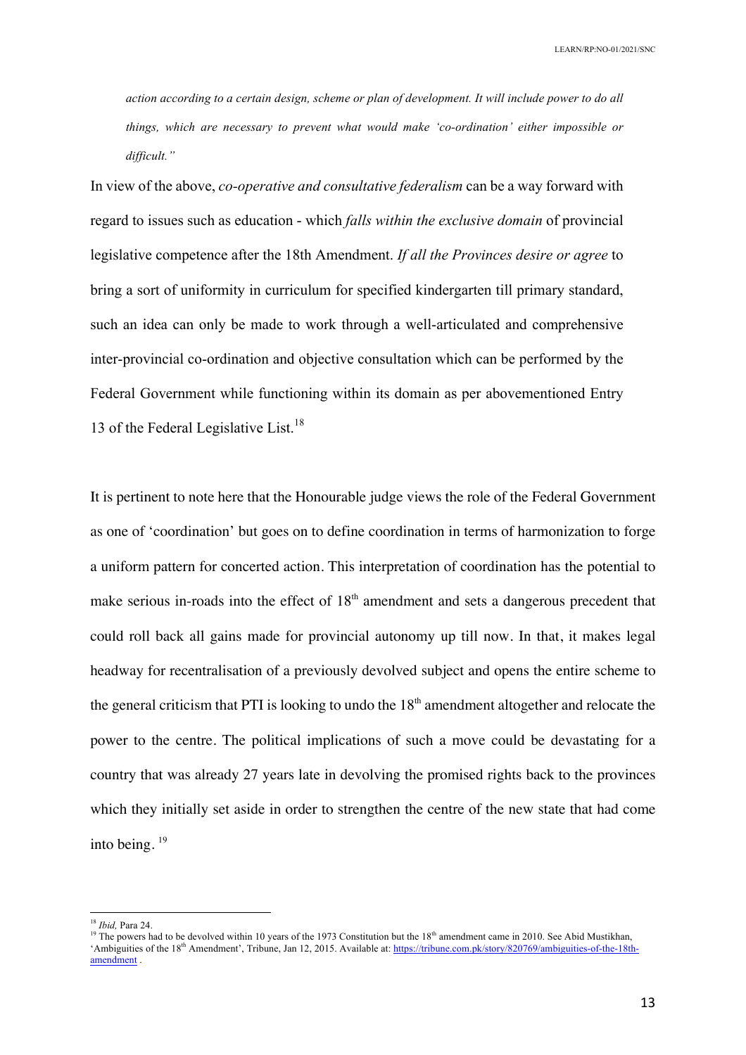*action according to a certain design, scheme or plan of development. It will include power to do all things, which are necessary to prevent what would make 'co-ordination' either impossible or difficult."*

In view of the above, *co-operative and consultative federalism* can be a way forward with regard to issues such as education - which *falls within the exclusive domain* of provincial legislative competence after the 18th Amendment. *If all the Provinces desire or agree* to bring a sort of uniformity in curriculum for specified kindergarten till primary standard, such an idea can only be made to work through a well-articulated and comprehensive inter-provincial co-ordination and objective consultation which can be performed by the Federal Government while functioning within its domain as per abovementioned Entry 13 of the Federal Legislative List.[18]

It is pertinent to note here that the Honourable judge views the role of the Federal Government as one of 'coordination' but goes on to define coordination in terms of harmonization to forge a uniform pattern for concerted action. This interpretation of coordination has the potential to make serious in-roads into the effect of 18th amendment and sets a dangerous precedent that could roll back all gains made for provincial autonomy up till now. In that, it makes legal headway for recentralisation of a previously devolved subject and opens the entire scheme to the general criticism that PTI is looking to undo the 18th amendment altogether and relocate the power to the centre. The political implications of such a move could be devastating for a country that was already 27 years late in devolving the promised rights back to the provinces which they initially set aside in order to strengthen the centre of the new state that had come into being. [19]

---

[18] *Ibid,* Para 24.

[19] The powers had to be devolved within 10 years of the 1973 Constitution but the 18th amendment came in 2010. See Abid Mustikhan, 'Ambiguities of the 18th Amendment', Tribune, Jan 12, 2015. Available at: https://tribune.com.pk/story/820769/ambiguities-of-the-18th-amendment .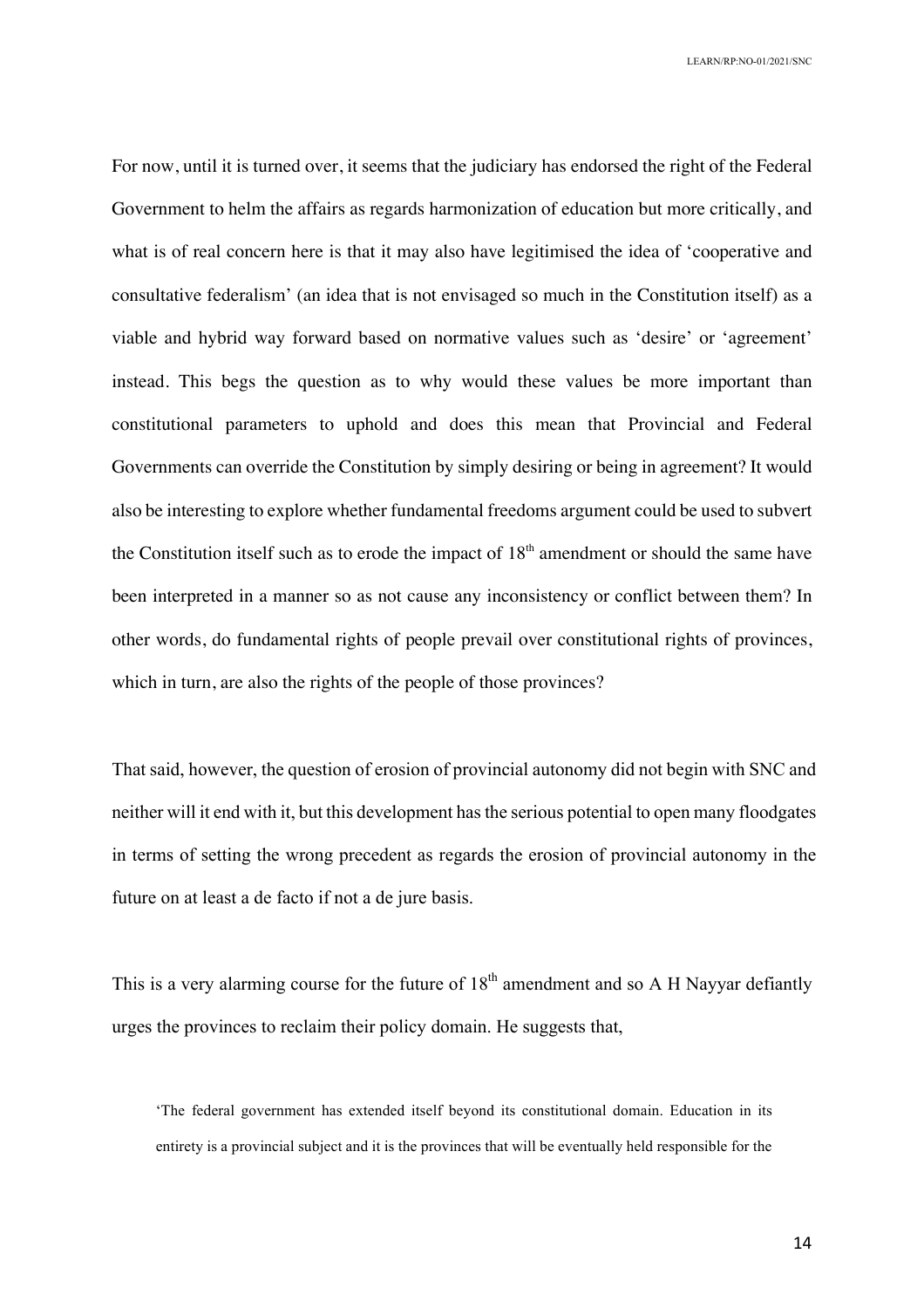For now, until it is turned over, it seems that the judiciary has endorsed the right of the Federal Government to helm the affairs as regards harmonization of education but more critically, and what is of real concern here is that it may also have legitimised the idea of 'cooperative and consultative federalism' (an idea that is not envisaged so much in the Constitution itself) as a viable and hybrid way forward based on normative values such as 'desire' or 'agreement' instead. This begs the question as to why would these values be more important than constitutional parameters to uphold and does this mean that Provincial and Federal Governments can override the Constitution by simply desiring or being in agreement? It would also be interesting to explore whether fundamental freedoms argument could be used to subvert the Constitution itself such as to erode the impact of 18th amendment or should the same have been interpreted in a manner so as not cause any inconsistency or conflict between them? In other words, do fundamental rights of people prevail over constitutional rights of provinces, which in turn, are also the rights of the people of those provinces?

That said, however, the question of erosion of provincial autonomy did not begin with SNC and neither will it end with it, but this development has the serious potential to open many floodgates in terms of setting the wrong precedent as regards the erosion of provincial autonomy in the future on at least a de facto if not a de jure basis.

This is a very alarming course for the future of 18th amendment and so A H Nayyar defiantly urges the provinces to reclaim their policy domain. He suggests that,

> 'The federal government has extended itself beyond its constitutional domain. Education in its entirety is a provincial subject and it is the provinces that will be eventually held responsible for the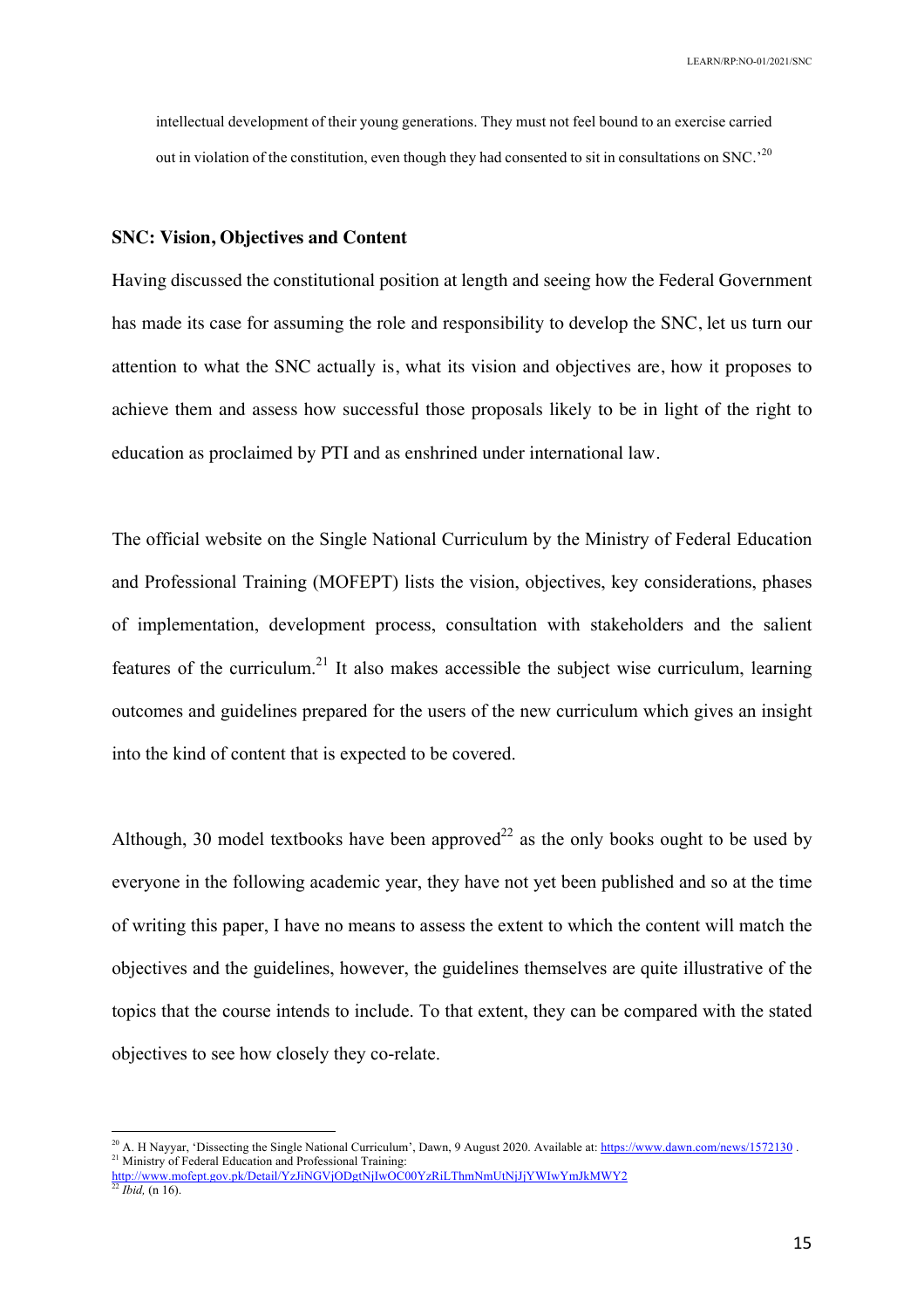intellectual development of their young generations. They must not feel bound to an exercise carried out in violation of the constitution, even though they had consented to sit in consultations on SNC.'[20]

## SNC: Vision, Objectives and Content

Having discussed the constitutional position at length and seeing how the Federal Government has made its case for assuming the role and responsibility to develop the SNC, let us turn our attention to what the SNC actually is, what its vision and objectives are, how it proposes to achieve them and assess how successful those proposals likely to be in light of the right to education as proclaimed by PTI and as enshrined under international law.

The official website on the Single National Curriculum by the Ministry of Federal Education and Professional Training (MOFEPT) lists the vision, objectives, key considerations, phases of implementation, development process, consultation with stakeholders and the salient features of the curriculum.[21] It also makes accessible the subject wise curriculum, learning outcomes and guidelines prepared for the users of the new curriculum which gives an insight into the kind of content that is expected to be covered.

Although, 30 model textbooks have been approved[22] as the only books ought to be used by everyone in the following academic year, they have not yet been published and so at the time of writing this paper, I have no means to assess the extent to which the content will match the objectives and the guidelines, however, the guidelines themselves are quite illustrative of the topics that the course intends to include. To that extent, they can be compared with the stated objectives to see how closely they co-relate.

---

[20] A. H Nayyar, 'Dissecting the Single National Curriculum', Dawn, 9 August 2020. Available at: https://www.dawn.com/news/1572130 .

[21] Ministry of Federal Education and Professional Training: http://www.mofept.gov.pk/Detail/YzJiNGVjODgtNjIwOC00YzRiLThmNmUtNjJjYWIwYmJkMWY2

[22] *Ibid,* (n 16).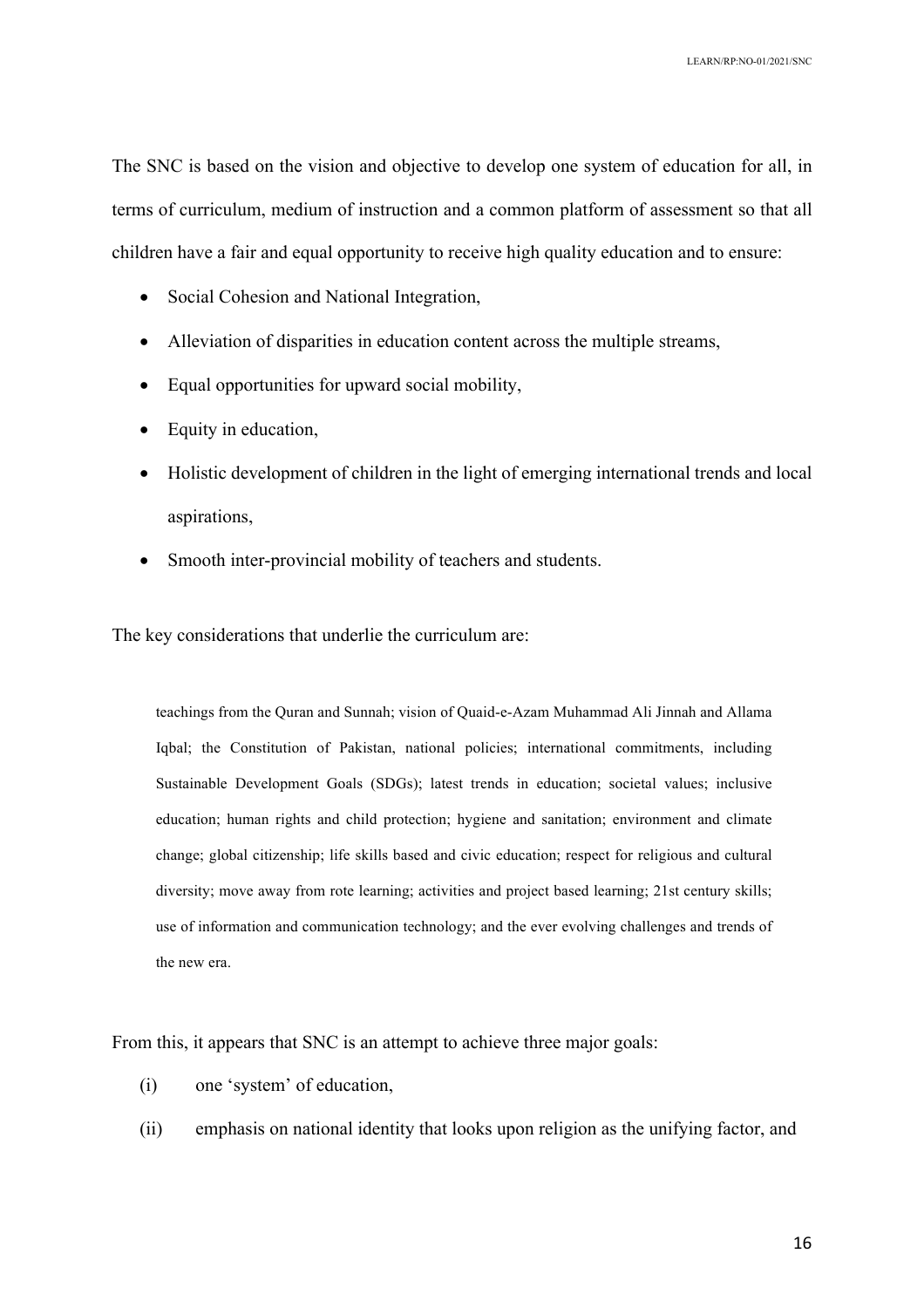The SNC is based on the vision and objective to develop one system of education for all, in terms of curriculum, medium of instruction and a common platform of assessment so that all children have a fair and equal opportunity to receive high quality education and to ensure:

- Social Cohesion and National Integration,
- Alleviation of disparities in education content across the multiple streams,
- Equal opportunities for upward social mobility,
- Equity in education,
- Holistic development of children in the light of emerging international trends and local aspirations,
- Smooth inter-provincial mobility of teachers and students.

The key considerations that underlie the curriculum are:

> teachings from the Quran and Sunnah; vision of Quaid-e-Azam Muhammad Ali Jinnah and Allama Iqbal; the Constitution of Pakistan, national policies; international commitments, including Sustainable Development Goals (SDGs); latest trends in education; societal values; inclusive education; human rights and child protection; hygiene and sanitation; environment and climate change; global citizenship; life skills based and civic education; respect for religious and cultural diversity; move away from rote learning; activities and project based learning; 21st century skills; use of information and communication technology; and the ever evolving challenges and trends of the new era.

From this, it appears that SNC is an attempt to achieve three major goals:

(i) one 'system' of education,

(ii) emphasis on national identity that looks upon religion as the unifying factor, and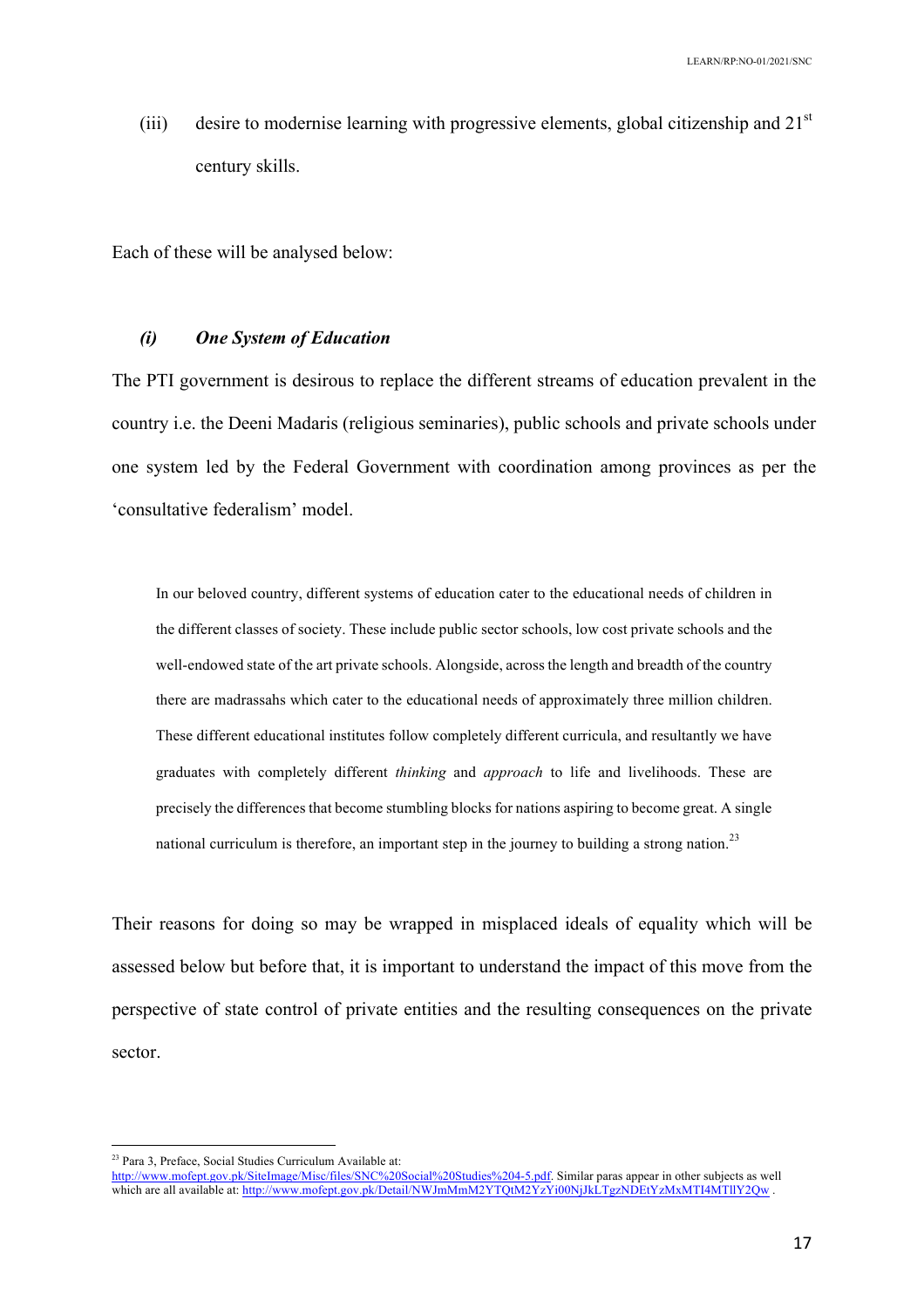(iii) desire to modernise learning with progressive elements, global citizenship and 21st century skills.

Each of these will be analysed below:

### *(i) One System of Education*

The PTI government is desirous to replace the different streams of education prevalent in the country i.e. the Deeni Madaris (religious seminaries), public schools and private schools under one system led by the Federal Government with coordination among provinces as per the 'consultative federalism' model.

> In our beloved country, different systems of education cater to the educational needs of children in the different classes of society. These include public sector schools, low cost private schools and the well-endowed state of the art private schools. Alongside, across the length and breadth of the country there are madrassahs which cater to the educational needs of approximately three million children. These different educational institutes follow completely different curricula, and resultantly we have graduates with completely different *thinking* and *approach* to life and livelihoods. These are precisely the differences that become stumbling blocks for nations aspiring to become great. A single national curriculum is therefore, an important step in the journey to building a strong nation.[23]

Their reasons for doing so may be wrapped in misplaced ideals of equality which will be assessed below but before that, it is important to understand the impact of this move from the perspective of state control of private entities and the resulting consequences on the private sector.

---

[23] Para 3, Preface, Social Studies Curriculum Available at: http://www.mofept.gov.pk/SiteImage/Misc/files/SNC%20Social%20Studies%204-5.pdf. Similar paras appear in other subjects as well which are all available at: http://www.mofept.gov.pk/Detail/NWJmMmM2YTQtM2YzYi00NjJkLTgzNDEtYzMxMTI4MTllY2Qw .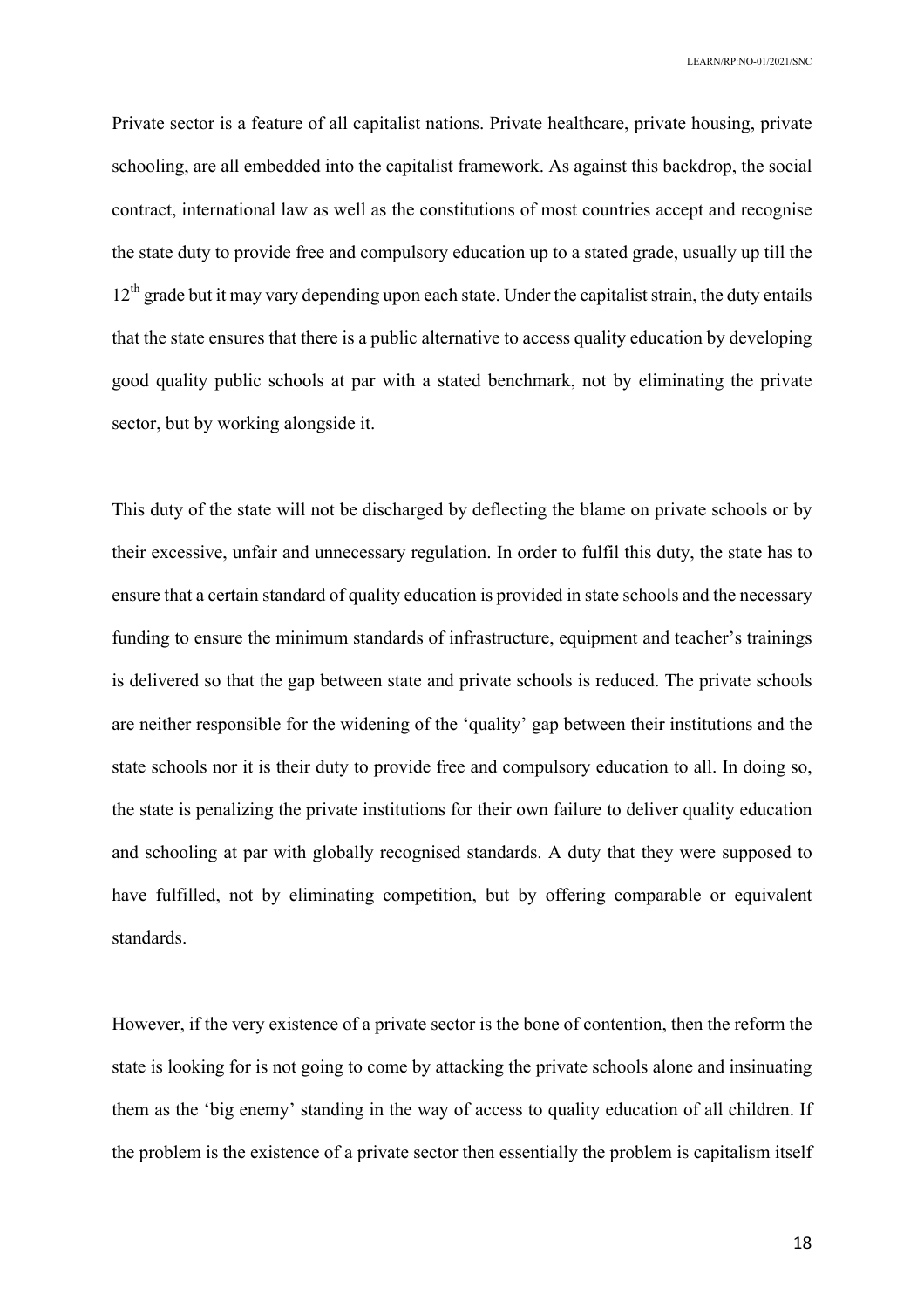Private sector is a feature of all capitalist nations. Private healthcare, private housing, private schooling, are all embedded into the capitalist framework. As against this backdrop, the social contract, international law as well as the constitutions of most countries accept and recognise the state duty to provide free and compulsory education up to a stated grade, usually up till the 12th grade but it may vary depending upon each state. Under the capitalist strain, the duty entails that the state ensures that there is a public alternative to access quality education by developing good quality public schools at par with a stated benchmark, not by eliminating the private sector, but by working alongside it.

This duty of the state will not be discharged by deflecting the blame on private schools or by their excessive, unfair and unnecessary regulation. In order to fulfil this duty, the state has to ensure that a certain standard of quality education is provided in state schools and the necessary funding to ensure the minimum standards of infrastructure, equipment and teacher's trainings is delivered so that the gap between state and private schools is reduced. The private schools are neither responsible for the widening of the 'quality' gap between their institutions and the state schools nor it is their duty to provide free and compulsory education to all. In doing so, the state is penalizing the private institutions for their own failure to deliver quality education and schooling at par with globally recognised standards. A duty that they were supposed to have fulfilled, not by eliminating competition, but by offering comparable or equivalent standards.

However, if the very existence of a private sector is the bone of contention, then the reform the state is looking for is not going to come by attacking the private schools alone and insinuating them as the 'big enemy' standing in the way of access to quality education of all children. If the problem is the existence of a private sector then essentially the problem is capitalism itself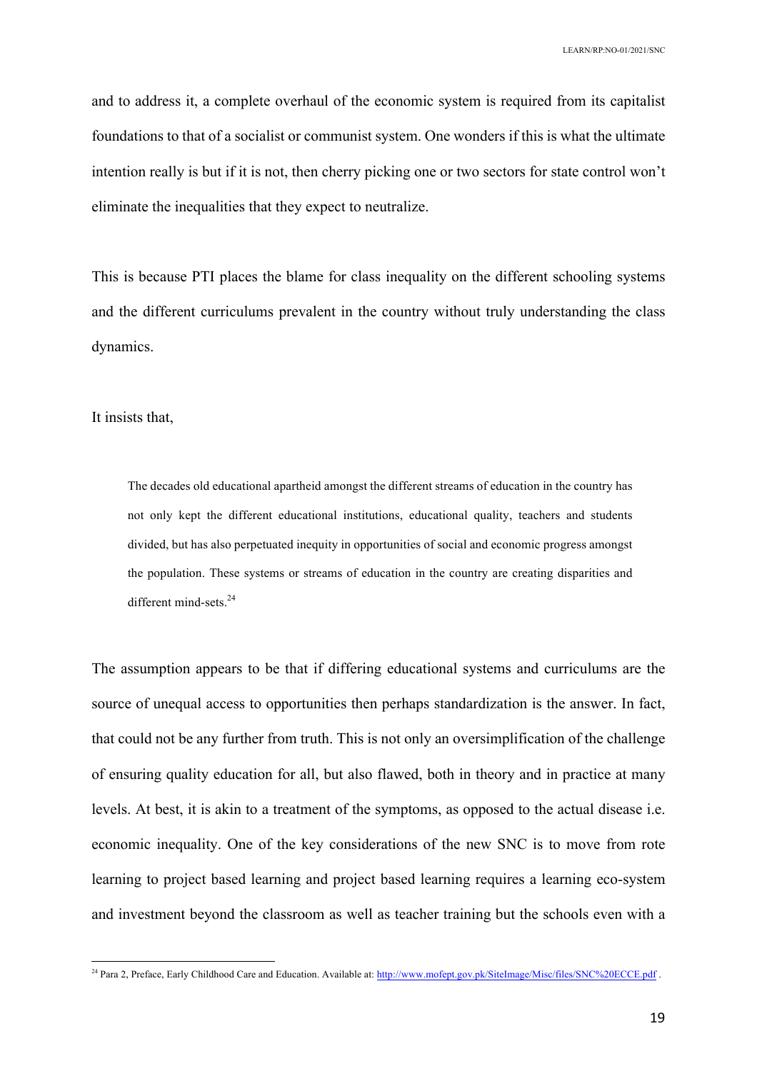and to address it, a complete overhaul of the economic system is required from its capitalist foundations to that of a socialist or communist system. One wonders if this is what the ultimate intention really is but if it is not, then cherry picking one or two sectors for state control won't eliminate the inequalities that they expect to neutralize.

This is because PTI places the blame for class inequality on the different schooling systems and the different curriculums prevalent in the country without truly understanding the class dynamics.

It insists that,

> The decades old educational apartheid amongst the different streams of education in the country has not only kept the different educational institutions, educational quality, teachers and students divided, but has also perpetuated inequity in opportunities of social and economic progress amongst the population. These systems or streams of education in the country are creating disparities and different mind-sets.[24]

The assumption appears to be that if differing educational systems and curriculums are the source of unequal access to opportunities then perhaps standardization is the answer. In fact, that could not be any further from truth. This is not only an oversimplification of the challenge of ensuring quality education for all, but also flawed, both in theory and in practice at many levels. At best, it is akin to a treatment of the symptoms, as opposed to the actual disease i.e. economic inequality. One of the key considerations of the new SNC is to move from rote learning to project based learning and project based learning requires a learning eco-system and investment beyond the classroom as well as teacher training but the schools even with a

---

[24] Para 2, Preface, Early Childhood Care and Education. Available at: http://www.mofept.gov.pk/SiteImage/Misc/files/SNC%20ECCE.pdf .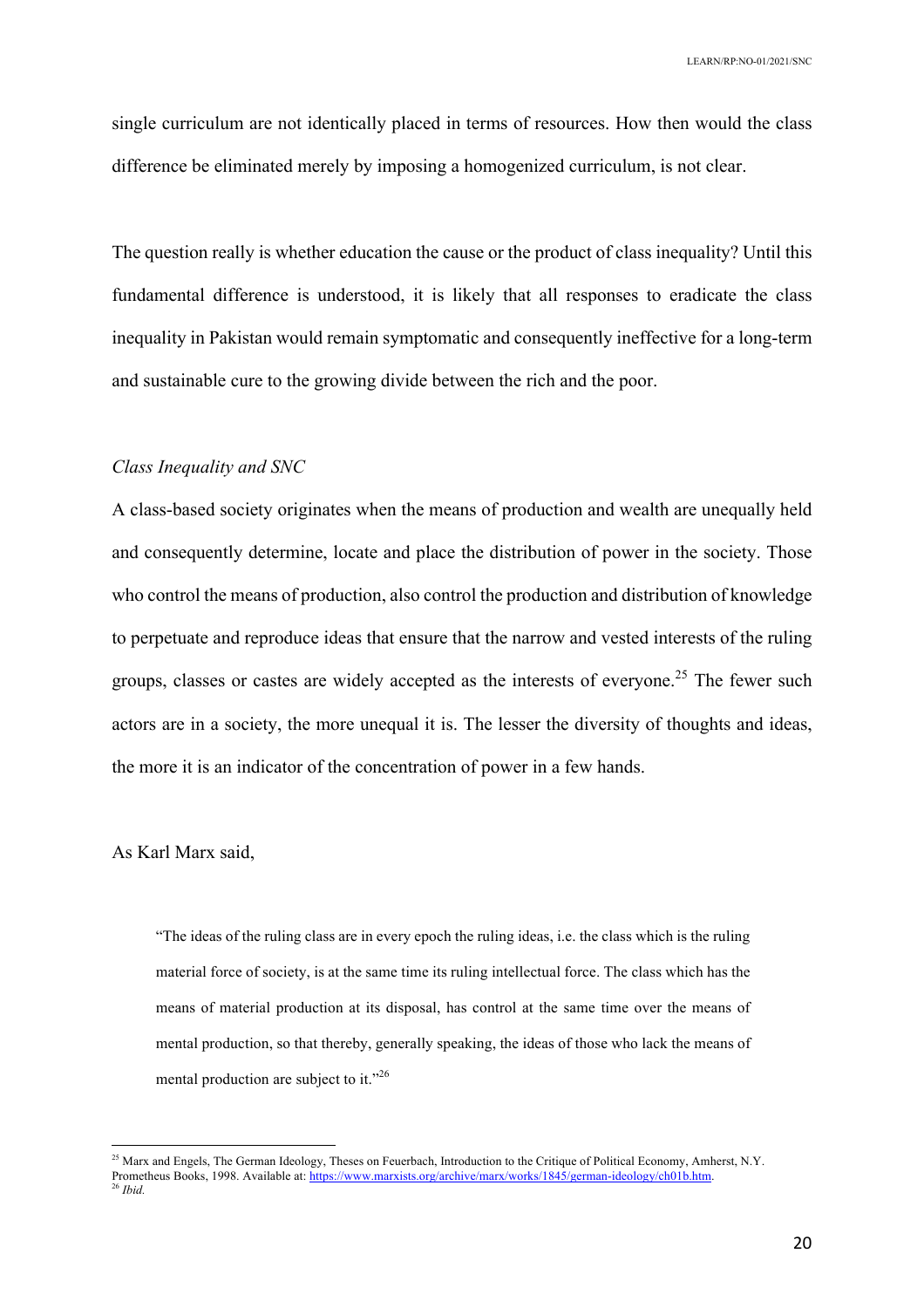single curriculum are not identically placed in terms of resources. How then would the class difference be eliminated merely by imposing a homogenized curriculum, is not clear.

The question really is whether education the cause or the product of class inequality? Until this fundamental difference is understood, it is likely that all responses to eradicate the class inequality in Pakistan would remain symptomatic and consequently ineffective for a long-term and sustainable cure to the growing divide between the rich and the poor.

*Class Inequality and SNC*

A class-based society originates when the means of production and wealth are unequally held and consequently determine, locate and place the distribution of power in the society. Those who control the means of production, also control the production and distribution of knowledge to perpetuate and reproduce ideas that ensure that the narrow and vested interests of the ruling groups, classes or castes are widely accepted as the interests of everyone.[25] The fewer such actors are in a society, the more unequal it is. The lesser the diversity of thoughts and ideas, the more it is an indicator of the concentration of power in a few hands.

As Karl Marx said,

> "The ideas of the ruling class are in every epoch the ruling ideas, i.e. the class which is the ruling material force of society, is at the same time its ruling intellectual force. The class which has the means of material production at its disposal, has control at the same time over the means of mental production, so that thereby, generally speaking, the ideas of those who lack the means of mental production are subject to it."[26]

---

[25] Marx and Engels, The German Ideology, Theses on Feuerbach, Introduction to the Critique of Political Economy, Amherst, N.Y. Prometheus Books, 1998. Available at: https://www.marxists.org/archive/marx/works/1845/german-ideology/ch01b.htm.

[26] *Ibid.*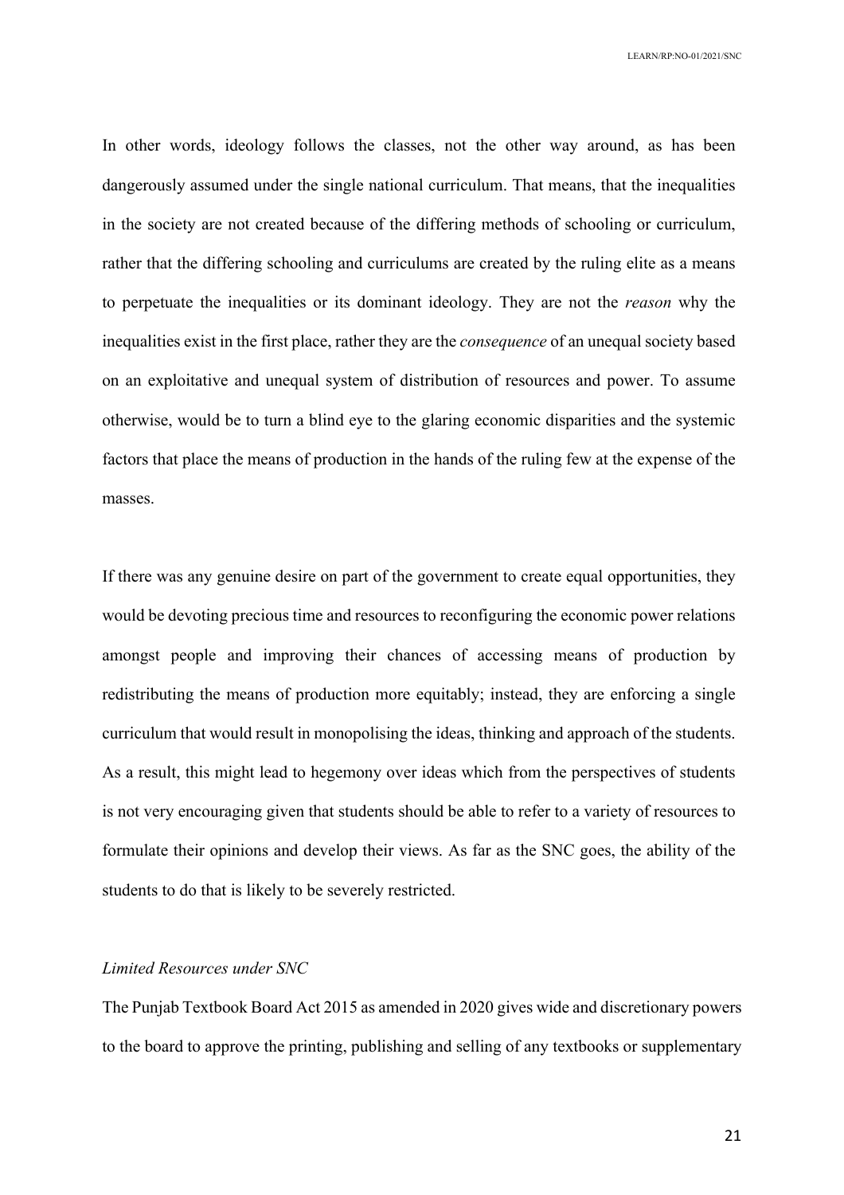In other words, ideology follows the classes, not the other way around, as has been dangerously assumed under the single national curriculum. That means, that the inequalities in the society are not created because of the differing methods of schooling or curriculum, rather that the differing schooling and curriculums are created by the ruling elite as a means to perpetuate the inequalities or its dominant ideology. They are not the *reason* why the inequalities exist in the first place, rather they are the *consequence* of an unequal society based on an exploitative and unequal system of distribution of resources and power. To assume otherwise, would be to turn a blind eye to the glaring economic disparities and the systemic factors that place the means of production in the hands of the ruling few at the expense of the masses.

If there was any genuine desire on part of the government to create equal opportunities, they would be devoting precious time and resources to reconfiguring the economic power relations amongst people and improving their chances of accessing means of production by redistributing the means of production more equitably; instead, they are enforcing a single curriculum that would result in monopolising the ideas, thinking and approach of the students. As a result, this might lead to hegemony over ideas which from the perspectives of students is not very encouraging given that students should be able to refer to a variety of resources to formulate their opinions and develop their views. As far as the SNC goes, the ability of the students to do that is likely to be severely restricted.

*Limited Resources under SNC*

The Punjab Textbook Board Act 2015 as amended in 2020 gives wide and discretionary powers to the board to approve the printing, publishing and selling of any textbooks or supplementary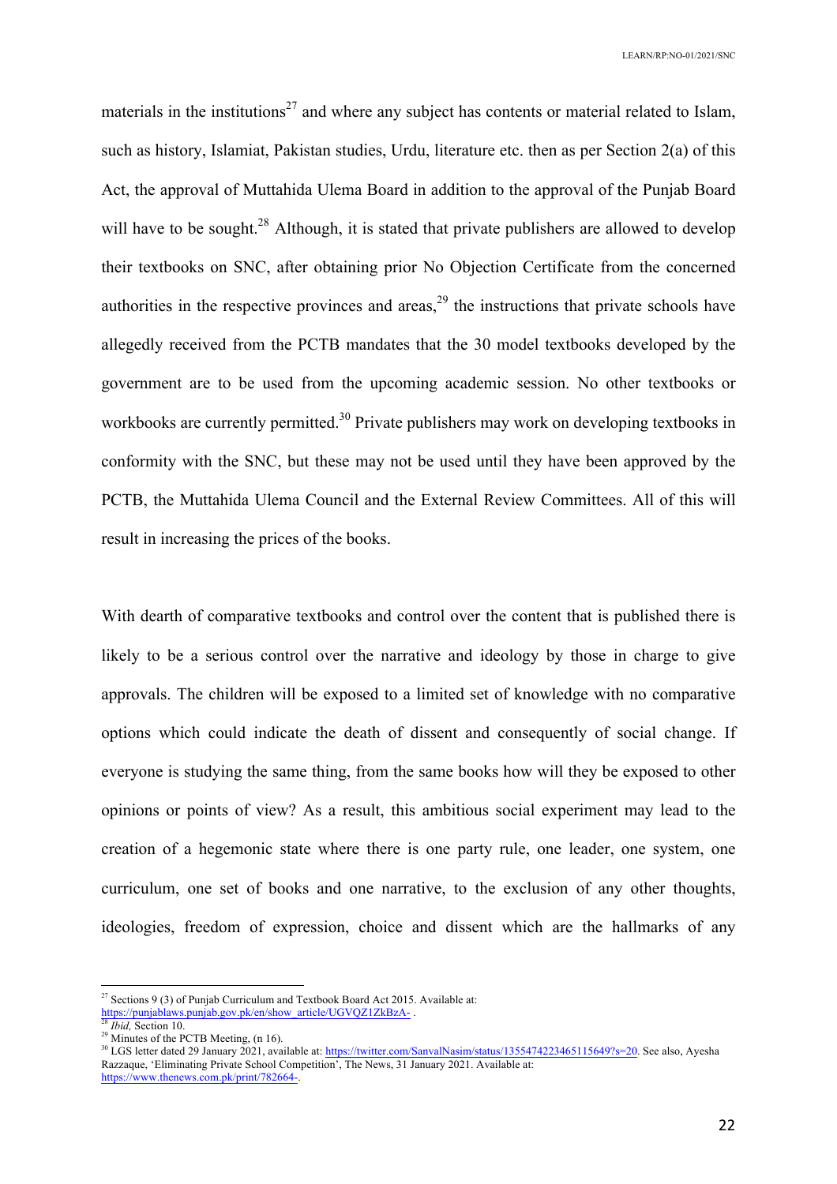materials in the institutions[27] and where any subject has contents or material related to Islam, such as history, Islamiat, Pakistan studies, Urdu, literature etc. then as per Section 2(a) of this Act, the approval of Muttahida Ulema Board in addition to the approval of the Punjab Board will have to be sought.[28] Although, it is stated that private publishers are allowed to develop their textbooks on SNC, after obtaining prior No Objection Certificate from the concerned authorities in the respective provinces and areas,[29] the instructions that private schools have allegedly received from the PCTB mandates that the 30 model textbooks developed by the government are to be used from the upcoming academic session. No other textbooks or workbooks are currently permitted.[30] Private publishers may work on developing textbooks in conformity with the SNC, but these may not be used until they have been approved by the PCTB, the Muttahida Ulema Council and the External Review Committees. All of this will result in increasing the prices of the books.

With dearth of comparative textbooks and control over the content that is published there is likely to be a serious control over the narrative and ideology by those in charge to give approvals. The children will be exposed to a limited set of knowledge with no comparative options which could indicate the death of dissent and consequently of social change. If everyone is studying the same thing, from the same books how will they be exposed to other opinions or points of view? As a result, this ambitious social experiment may lead to the creation of a hegemonic state where there is one party rule, one leader, one system, one curriculum, one set of books and one narrative, to the exclusion of any other thoughts, ideologies, freedom of expression, choice and dissent which are the hallmarks of any

---

[27] Sections 9 (3) of Punjab Curriculum and Textbook Board Act 2015. Available at: https://punjablaws.punjab.gov.pk/en/show_article/UGVQZ1ZkBzA- .

[28] *Ibid,* Section 10.

[29] Minutes of the PCTB Meeting, (n 16).

[30] LGS letter dated 29 January 2021, available at: https://twitter.com/SanvalNasim/status/1355474223465115649?s=20. See also, Ayesha Razzaque, 'Eliminating Private School Competition', The News, 31 January 2021. Available at: https://www.thenews.com.pk/print/782664-.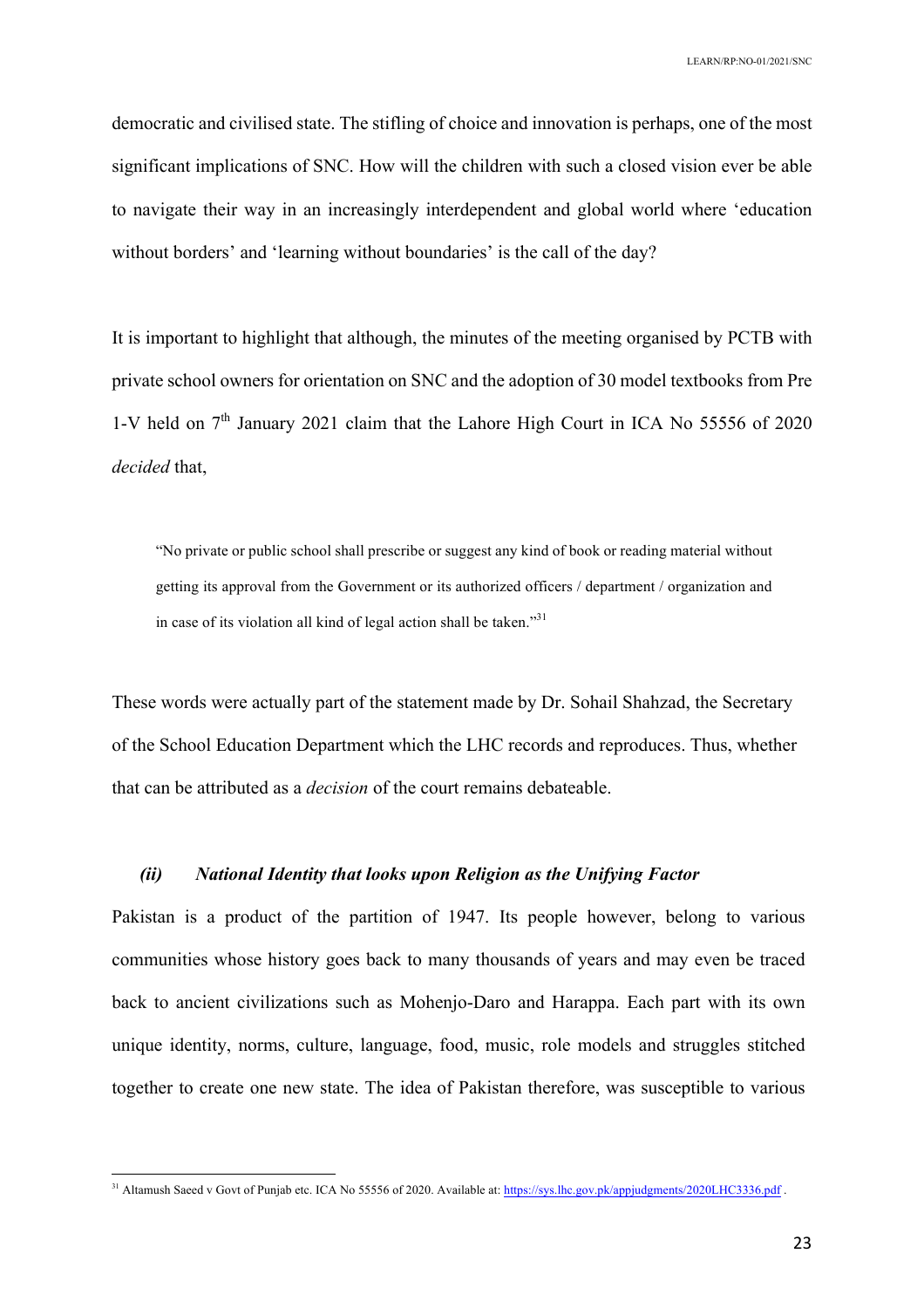democratic and civilised state. The stifling of choice and innovation is perhaps, one of the most significant implications of SNC. How will the children with such a closed vision ever be able to navigate their way in an increasingly interdependent and global world where 'education without borders' and 'learning without boundaries' is the call of the day?

It is important to highlight that although, the minutes of the meeting organised by PCTB with private school owners for orientation on SNC and the adoption of 30 model textbooks from Pre 1-V held on 7th January 2021 claim that the Lahore High Court in ICA No 55556 of 2020 *decided* that,

> "No private or public school shall prescribe or suggest any kind of book or reading material without getting its approval from the Government or its authorized officers / department / organization and in case of its violation all kind of legal action shall be taken."[31]

These words were actually part of the statement made by Dr. Sohail Shahzad, the Secretary of the School Education Department which the LHC records and reproduces. Thus, whether that can be attributed as a *decision* of the court remains debateable.

### *(ii) National Identity that looks upon Religion as the Unifying Factor*

Pakistan is a product of the partition of 1947. Its people however, belong to various communities whose history goes back to many thousands of years and may even be traced back to ancient civilizations such as Mohenjo-Daro and Harappa. Each part with its own unique identity, norms, culture, language, food, music, role models and struggles stitched together to create one new state. The idea of Pakistan therefore, was susceptible to various

---

[31] Altamush Saeed v Govt of Punjab etc. ICA No 55556 of 2020. Available at: https://sys.lhc.gov.pk/appjudgments/2020LHC3336.pdf .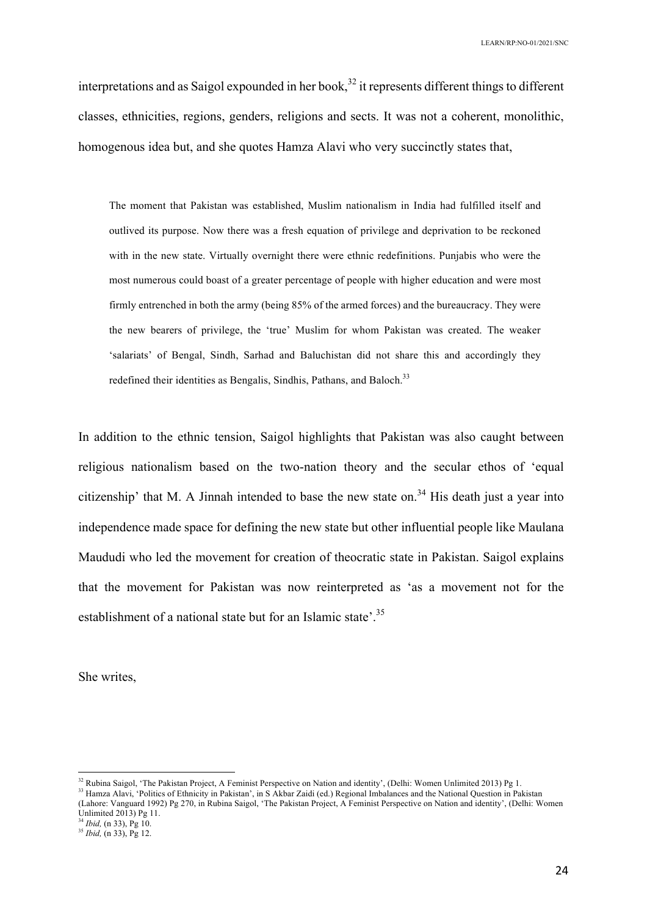interpretations and as Saigol expounded in her book,[32] it represents different things to different classes, ethnicities, regions, genders, religions and sects. It was not a coherent, monolithic, homogenous idea but, and she quotes Hamza Alavi who very succinctly states that,

> The moment that Pakistan was established, Muslim nationalism in India had fulfilled itself and outlived its purpose. Now there was a fresh equation of privilege and deprivation to be reckoned with in the new state. Virtually overnight there were ethnic redefinitions. Punjabis who were the most numerous could boast of a greater percentage of people with higher education and were most firmly entrenched in both the army (being 85% of the armed forces) and the bureaucracy. They were the new bearers of privilege, the 'true' Muslim for whom Pakistan was created. The weaker 'salariats' of Bengal, Sindh, Sarhad and Baluchistan did not share this and accordingly they redefined their identities as Bengalis, Sindhis, Pathans, and Baloch.[33]

In addition to the ethnic tension, Saigol highlights that Pakistan was also caught between religious nationalism based on the two-nation theory and the secular ethos of 'equal citizenship' that M. A Jinnah intended to base the new state on.[34] His death just a year into independence made space for defining the new state but other influential people like Maulana Maududi who led the movement for creation of theocratic state in Pakistan. Saigol explains that the movement for Pakistan was now reinterpreted as 'as a movement not for the establishment of a national state but for an Islamic state'.[35]

She writes,

---

[32] Rubina Saigol, 'The Pakistan Project, A Feminist Perspective on Nation and identity', (Delhi: Women Unlimited 2013) Pg 1.

[33] Hamza Alavi, 'Politics of Ethnicity in Pakistan', in S Akbar Zaidi (ed.) Regional Imbalances and the National Question in Pakistan (Lahore: Vanguard 1992) Pg 270, in Rubina Saigol, 'The Pakistan Project, A Feminist Perspective on Nation and identity', (Delhi: Women Unlimited 2013) Pg 11.

[34] *Ibid,* (n 33), Pg 10.

[35] *Ibid,* (n 33), Pg 12.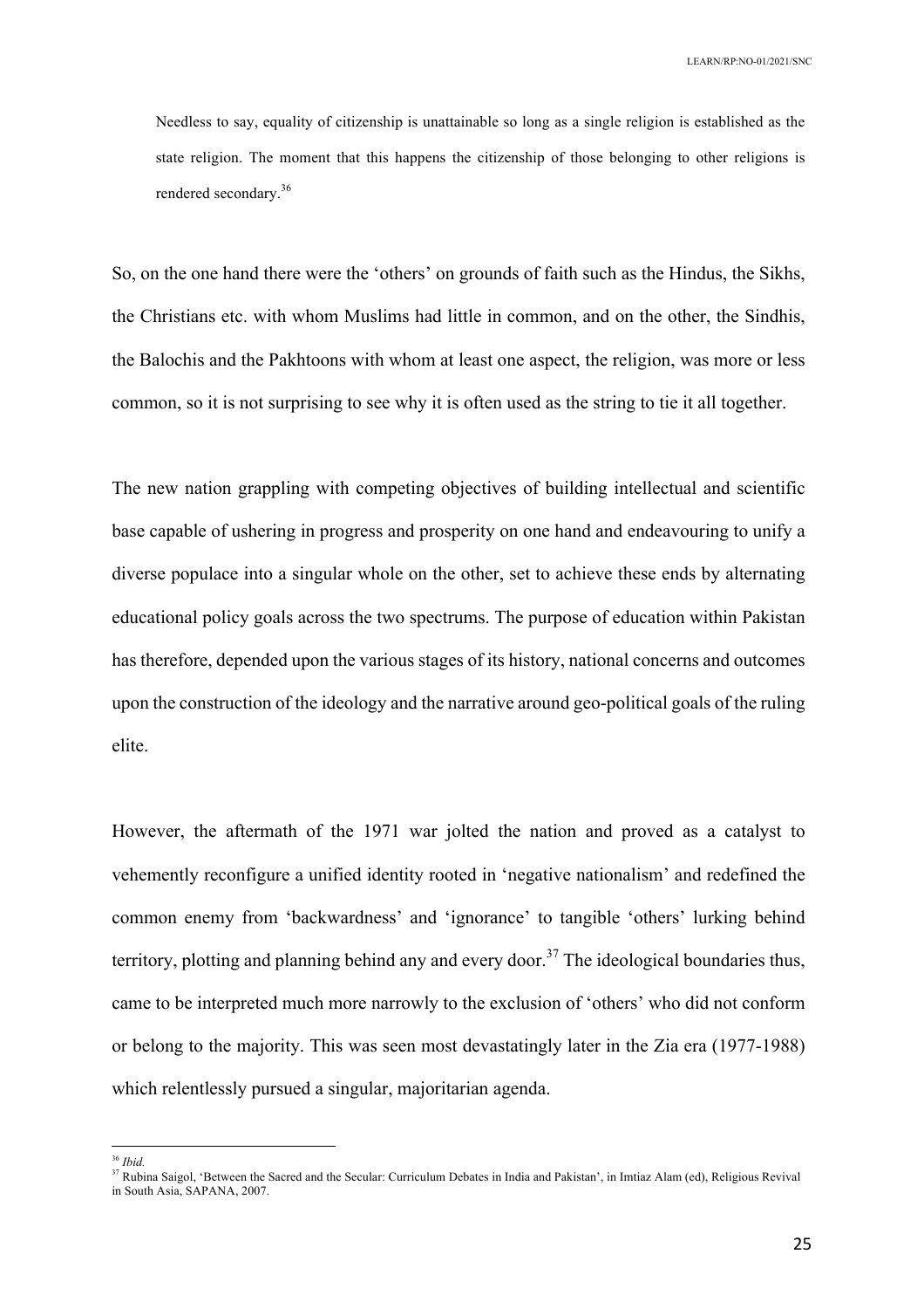> Needless to say, equality of citizenship is unattainable so long as a single religion is established as the state religion. The moment that this happens the citizenship of those belonging to other religions is rendered secondary.[36]

So, on the one hand there were the 'others' on grounds of faith such as the Hindus, the Sikhs, the Christians etc. with whom Muslims had little in common, and on the other, the Sindhis, the Balochis and the Pakhtoons with whom at least one aspect, the religion, was more or less common, so it is not surprising to see why it is often used as the string to tie it all together.

The new nation grappling with competing objectives of building intellectual and scientific base capable of ushering in progress and prosperity on one hand and endeavouring to unify a diverse populace into a singular whole on the other, set to achieve these ends by alternating educational policy goals across the two spectrums. The purpose of education within Pakistan has therefore, depended upon the various stages of its history, national concerns and outcomes upon the construction of the ideology and the narrative around geo-political goals of the ruling elite.

However, the aftermath of the 1971 war jolted the nation and proved as a catalyst to vehemently reconfigure a unified identity rooted in 'negative nationalism' and redefined the common enemy from 'backwardness' and 'ignorance' to tangible 'others' lurking behind territory, plotting and planning behind any and every door.[37] The ideological boundaries thus, came to be interpreted much more narrowly to the exclusion of 'others' who did not conform or belong to the majority. This was seen most devastatingly later in the Zia era (1977-1988) which relentlessly pursued a singular, majoritarian agenda.

---

[36] *Ibid.*

[37] Rubina Saigol, 'Between the Sacred and the Secular: Curriculum Debates in India and Pakistan', in Imtiaz Alam (ed), Religious Revival in South Asia, SAPANA, 2007.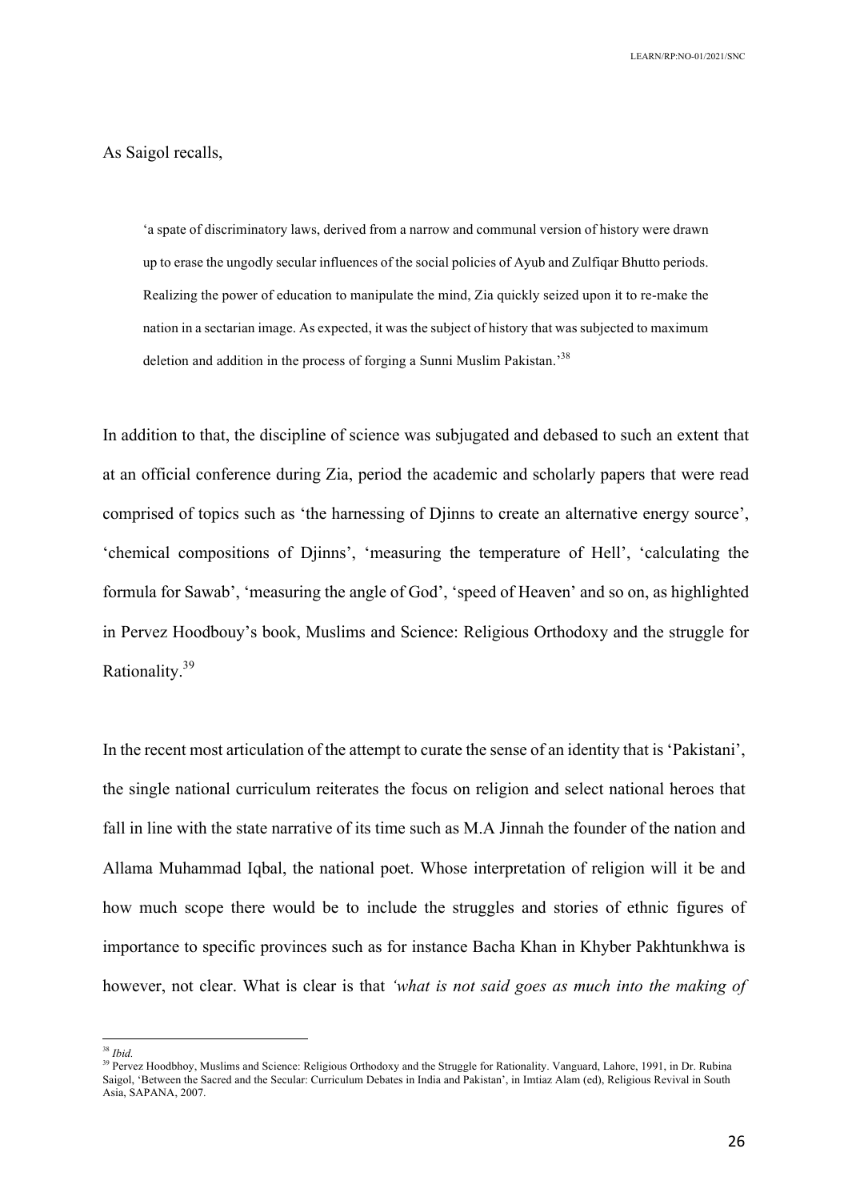As Saigol recalls,

> 'a spate of discriminatory laws, derived from a narrow and communal version of history were drawn up to erase the ungodly secular influences of the social policies of Ayub and Zulfiqar Bhutto periods. Realizing the power of education to manipulate the mind, Zia quickly seized upon it to re-make the nation in a sectarian image. As expected, it was the subject of history that was subjected to maximum deletion and addition in the process of forging a Sunni Muslim Pakistan.'[38]

In addition to that, the discipline of science was subjugated and debased to such an extent that at an official conference during Zia, period the academic and scholarly papers that were read comprised of topics such as 'the harnessing of Djinns to create an alternative energy source', 'chemical compositions of Djinns', 'measuring the temperature of Hell', 'calculating the formula for Sawab', 'measuring the angle of God', 'speed of Heaven' and so on, as highlighted in Pervez Hoodbouy's book, Muslims and Science: Religious Orthodoxy and the struggle for Rationality.[39]

In the recent most articulation of the attempt to curate the sense of an identity that is 'Pakistani', the single national curriculum reiterates the focus on religion and select national heroes that fall in line with the state narrative of its time such as M.A Jinnah the founder of the nation and Allama Muhammad Iqbal, the national poet. Whose interpretation of religion will it be and how much scope there would be to include the struggles and stories of ethnic figures of importance to specific provinces such as for instance Bacha Khan in Khyber Pakhtunkhwa is however, not clear. What is clear is that *'what is not said goes as much into the making of*

---

[38] *Ibid.*

[39] Pervez Hoodbhoy, Muslims and Science: Religious Orthodoxy and the Struggle for Rationality. Vanguard, Lahore, 1991, in Dr. Rubina Saigol, 'Between the Sacred and the Secular: Curriculum Debates in India and Pakistan', in Imtiaz Alam (ed), Religious Revival in South Asia, SAPANA, 2007.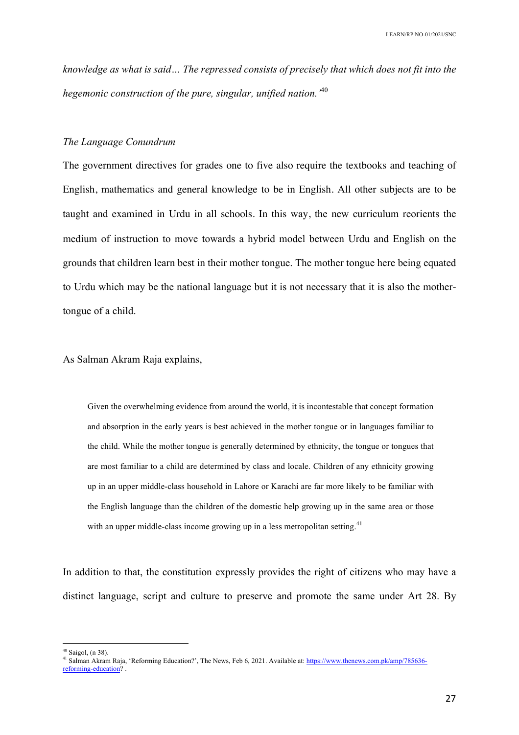*knowledge as what is said… The repressed consists of precisely that which does not fit into the hegemonic construction of the pure, singular, unified nation.'*[40]

*The Language Conundrum*

The government directives for grades one to five also require the textbooks and teaching of English, mathematics and general knowledge to be in English. All other subjects are to be taught and examined in Urdu in all schools. In this way, the new curriculum reorients the medium of instruction to move towards a hybrid model between Urdu and English on the grounds that children learn best in their mother tongue. The mother tongue here being equated to Urdu which may be the national language but it is not necessary that it is also the mother-tongue of a child.

As Salman Akram Raja explains,

> Given the overwhelming evidence from around the world, it is incontestable that concept formation and absorption in the early years is best achieved in the mother tongue or in languages familiar to the child. While the mother tongue is generally determined by ethnicity, the tongue or tongues that are most familiar to a child are determined by class and locale. Children of any ethnicity growing up in an upper middle-class household in Lahore or Karachi are far more likely to be familiar with the English language than the children of the domestic help growing up in the same area or those with an upper middle-class income growing up in a less metropolitan setting.[41]

In addition to that, the constitution expressly provides the right of citizens who may have a distinct language, script and culture to preserve and promote the same under Art 28. By

---

[40] Saigol, (n 38).

[41] Salman Akram Raja, 'Reforming Education?', The News, Feb 6, 2021. Available at: https://www.thenews.com.pk/amp/785636-reforming-education? .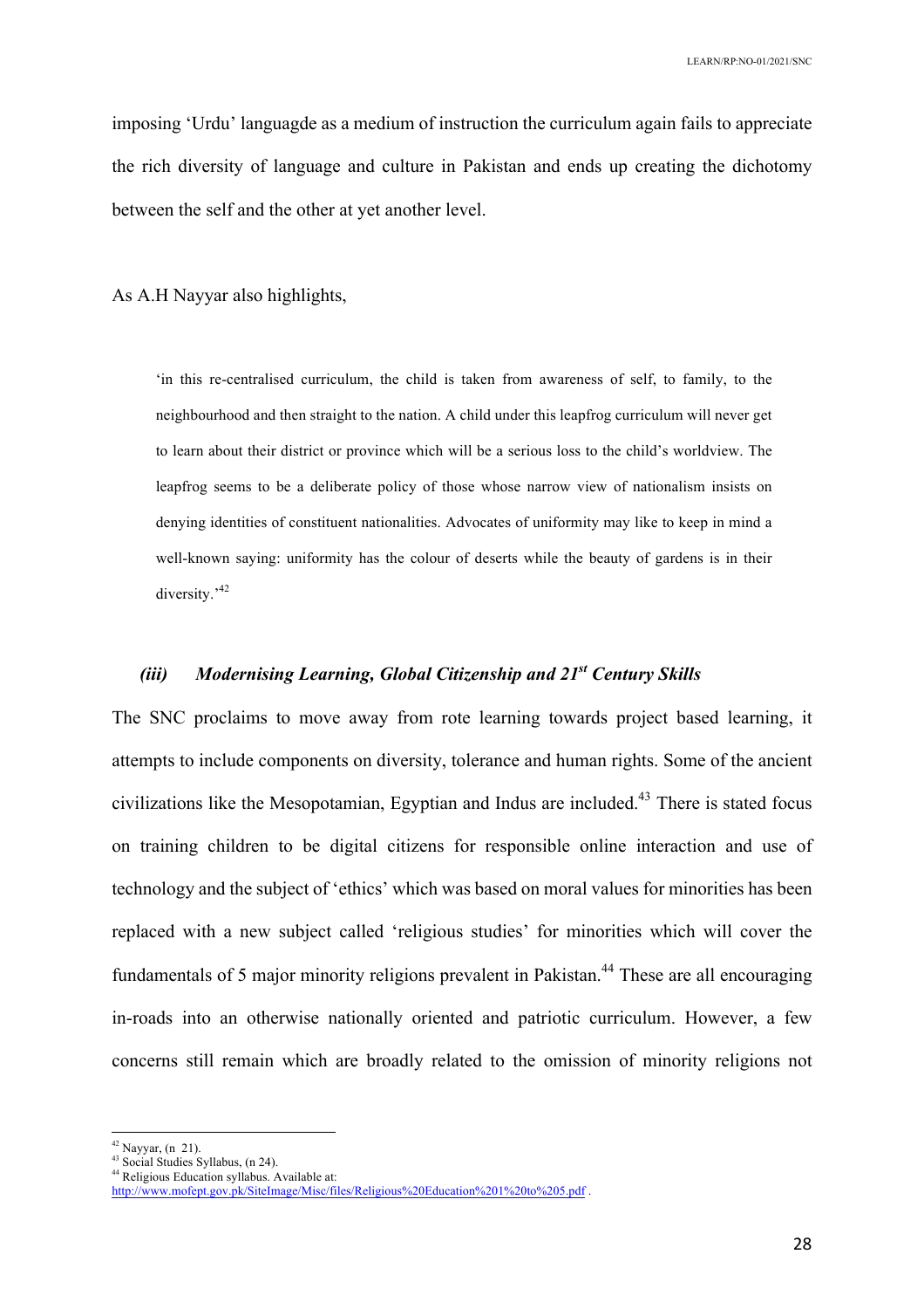imposing 'Urdu' languagde as a medium of instruction the curriculum again fails to appreciate the rich diversity of language and culture in Pakistan and ends up creating the dichotomy between the self and the other at yet another level.

As A.H Nayyar also highlights,

> 'in this re-centralised curriculum, the child is taken from awareness of self, to family, to the neighbourhood and then straight to the nation. A child under this leapfrog curriculum will never get to learn about their district or province which will be a serious loss to the child's worldview. The leapfrog seems to be a deliberate policy of those whose narrow view of nationalism insists on denying identities of constituent nationalities. Advocates of uniformity may like to keep in mind a well-known saying: uniformity has the colour of deserts while the beauty of gardens is in their diversity.'[42]

### *(iii) Modernising Learning, Global Citizenship and 21st Century Skills*

The SNC proclaims to move away from rote learning towards project based learning, it attempts to include components on diversity, tolerance and human rights. Some of the ancient civilizations like the Mesopotamian, Egyptian and Indus are included.[43] There is stated focus on training children to be digital citizens for responsible online interaction and use of technology and the subject of 'ethics' which was based on moral values for minorities has been replaced with a new subject called 'religious studies' for minorities which will cover the fundamentals of 5 major minority religions prevalent in Pakistan.[44] These are all encouraging in-roads into an otherwise nationally oriented and patriotic curriculum. However, a few concerns still remain which are broadly related to the omission of minority religions not

---

[42] Nayyar, (n 21).

[43] Social Studies Syllabus, (n 24).

[44] Religious Education syllabus. Available at: http://www.mofept.gov.pk/SiteImage/Misc/files/Religious%20Education%201%20to%205.pdf .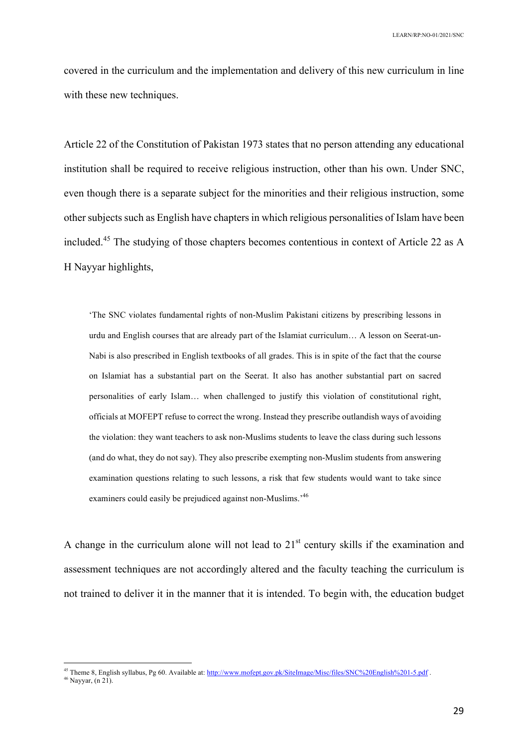covered in the curriculum and the implementation and delivery of this new curriculum in line with these new techniques.

Article 22 of the Constitution of Pakistan 1973 states that no person attending any educational institution shall be required to receive religious instruction, other than his own. Under SNC, even though there is a separate subject for the minorities and their religious instruction, some other subjects such as English have chapters in which religious personalities of Islam have been included.[45] The studying of those chapters becomes contentious in context of Article 22 as A H Nayyar highlights,

> 'The SNC violates fundamental rights of non-Muslim Pakistani citizens by prescribing lessons in urdu and English courses that are already part of the Islamiat curriculum… A lesson on Seerat-un-Nabi is also prescribed in English textbooks of all grades. This is in spite of the fact that the course on Islamiat has a substantial part on the Seerat. It also has another substantial part on sacred personalities of early Islam… when challenged to justify this violation of constitutional right, officials at MOFEPT refuse to correct the wrong. Instead they prescribe outlandish ways of avoiding the violation: they want teachers to ask non-Muslims students to leave the class during such lessons (and do what, they do not say). They also prescribe exempting non-Muslim students from answering examination questions relating to such lessons, a risk that few students would want to take since examiners could easily be prejudiced against non-Muslims.'[46]

A change in the curriculum alone will not lead to 21st century skills if the examination and assessment techniques are not accordingly altered and the faculty teaching the curriculum is not trained to deliver it in the manner that it is intended. To begin with, the education budget

---

[45] Theme 8, English syllabus, Pg 60. Available at: http://www.mofept.gov.pk/SiteImage/Misc/files/SNC%20English%201-5.pdf .

[46] Nayyar, (n 21).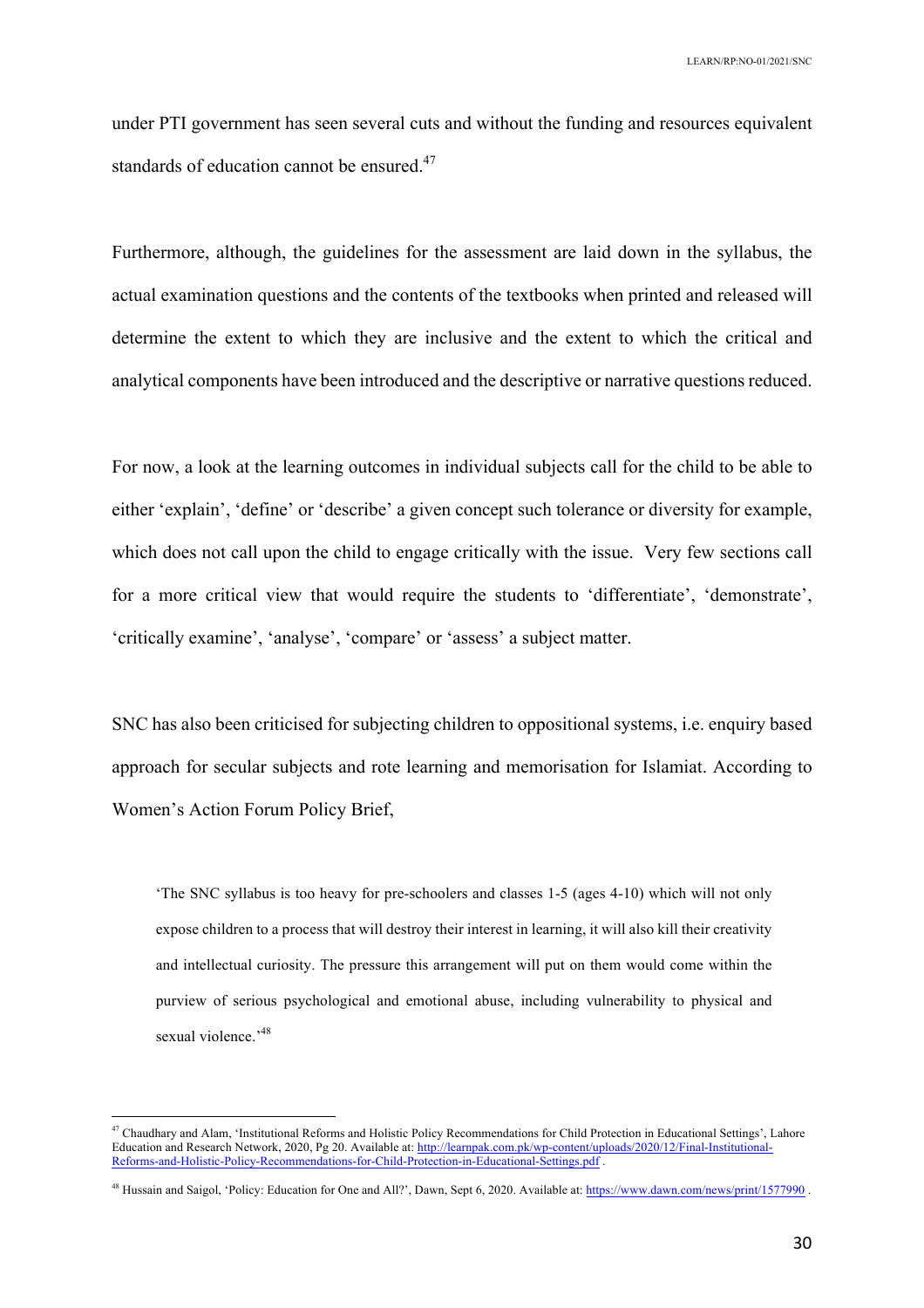under PTI government has seen several cuts and without the funding and resources equivalent standards of education cannot be ensured.[47]

Furthermore, although, the guidelines for the assessment are laid down in the syllabus, the actual examination questions and the contents of the textbooks when printed and released will determine the extent to which they are inclusive and the extent to which the critical and analytical components have been introduced and the descriptive or narrative questions reduced.

For now, a look at the learning outcomes in individual subjects call for the child to be able to either 'explain', 'define' or 'describe' a given concept such tolerance or diversity for example, which does not call upon the child to engage critically with the issue. Very few sections call for a more critical view that would require the students to 'differentiate', 'demonstrate', 'critically examine', 'analyse', 'compare' or 'assess' a subject matter.

SNC has also been criticised for subjecting children to oppositional systems, i.e. enquiry based approach for secular subjects and rote learning and memorisation for Islamiat. According to Women's Action Forum Policy Brief,

> 'The SNC syllabus is too heavy for pre-schoolers and classes 1-5 (ages 4-10) which will not only expose children to a process that will destroy their interest in learning, it will also kill their creativity and intellectual curiosity. The pressure this arrangement will put on them would come within the purview of serious psychological and emotional abuse, including vulnerability to physical and sexual violence.'[48]

---

[47] Chaudhary and Alam, 'Institutional Reforms and Holistic Policy Recommendations for Child Protection in Educational Settings', Lahore Education and Research Network, 2020, Pg 20. Available at: http://learnpak.com.pk/wp-content/uploads/2020/12/Final-Institutional-Reforms-and-Holistic-Policy-Recommendations-for-Child-Protection-in-Educational-Settings.pdf .

[48] Hussain and Saigol, 'Policy: Education for One and All?', Dawn, Sept 6, 2020. Available at: https://www.dawn.com/news/print/1577990 .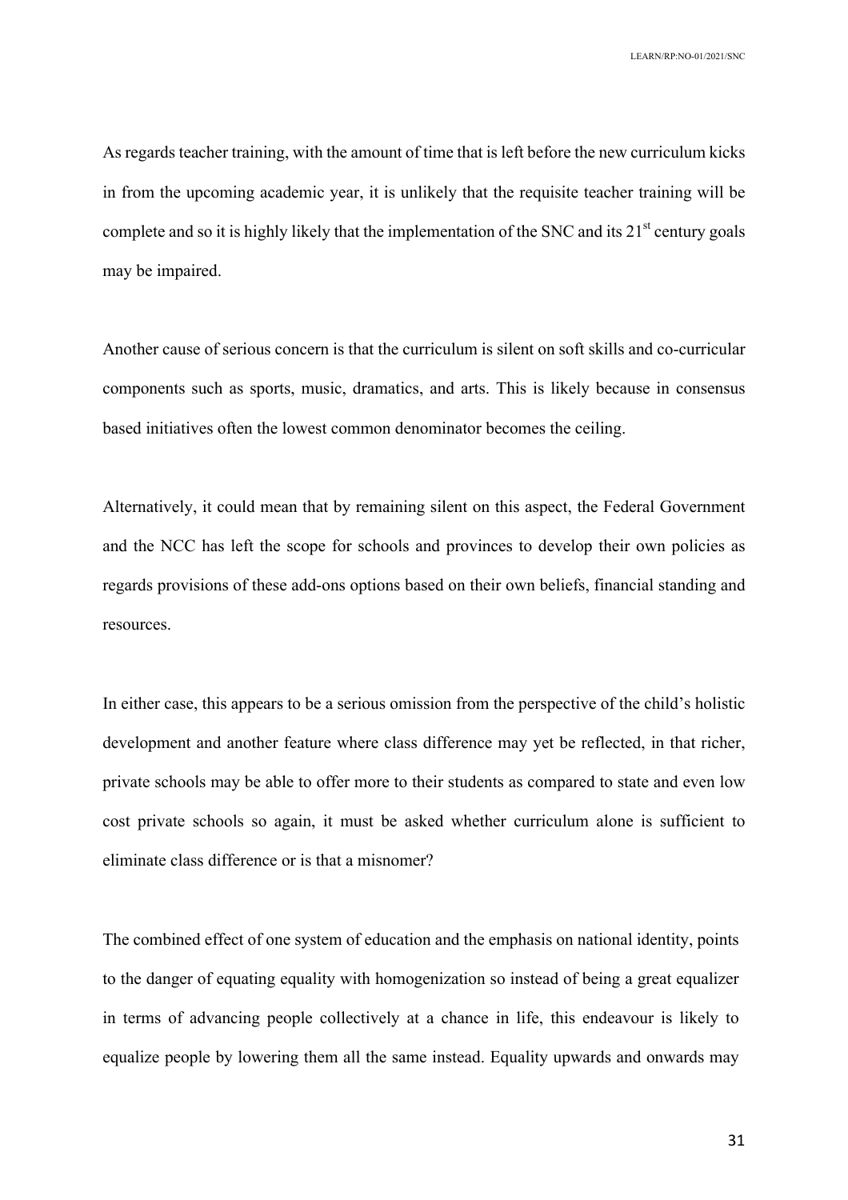As regards teacher training, with the amount of time that is left before the new curriculum kicks in from the upcoming academic year, it is unlikely that the requisite teacher training will be complete and so it is highly likely that the implementation of the SNC and its 21st century goals may be impaired.

Another cause of serious concern is that the curriculum is silent on soft skills and co-curricular components such as sports, music, dramatics, and arts. This is likely because in consensus based initiatives often the lowest common denominator becomes the ceiling.

Alternatively, it could mean that by remaining silent on this aspect, the Federal Government and the NCC has left the scope for schools and provinces to develop their own policies as regards provisions of these add-ons options based on their own beliefs, financial standing and resources.

In either case, this appears to be a serious omission from the perspective of the child's holistic development and another feature where class difference may yet be reflected, in that richer, private schools may be able to offer more to their students as compared to state and even low cost private schools so again, it must be asked whether curriculum alone is sufficient to eliminate class difference or is that a misnomer?

The combined effect of one system of education and the emphasis on national identity, points to the danger of equating equality with homogenization so instead of being a great equalizer in terms of advancing people collectively at a chance in life, this endeavour is likely to equalize people by lowering them all the same instead. Equality upwards and onwards may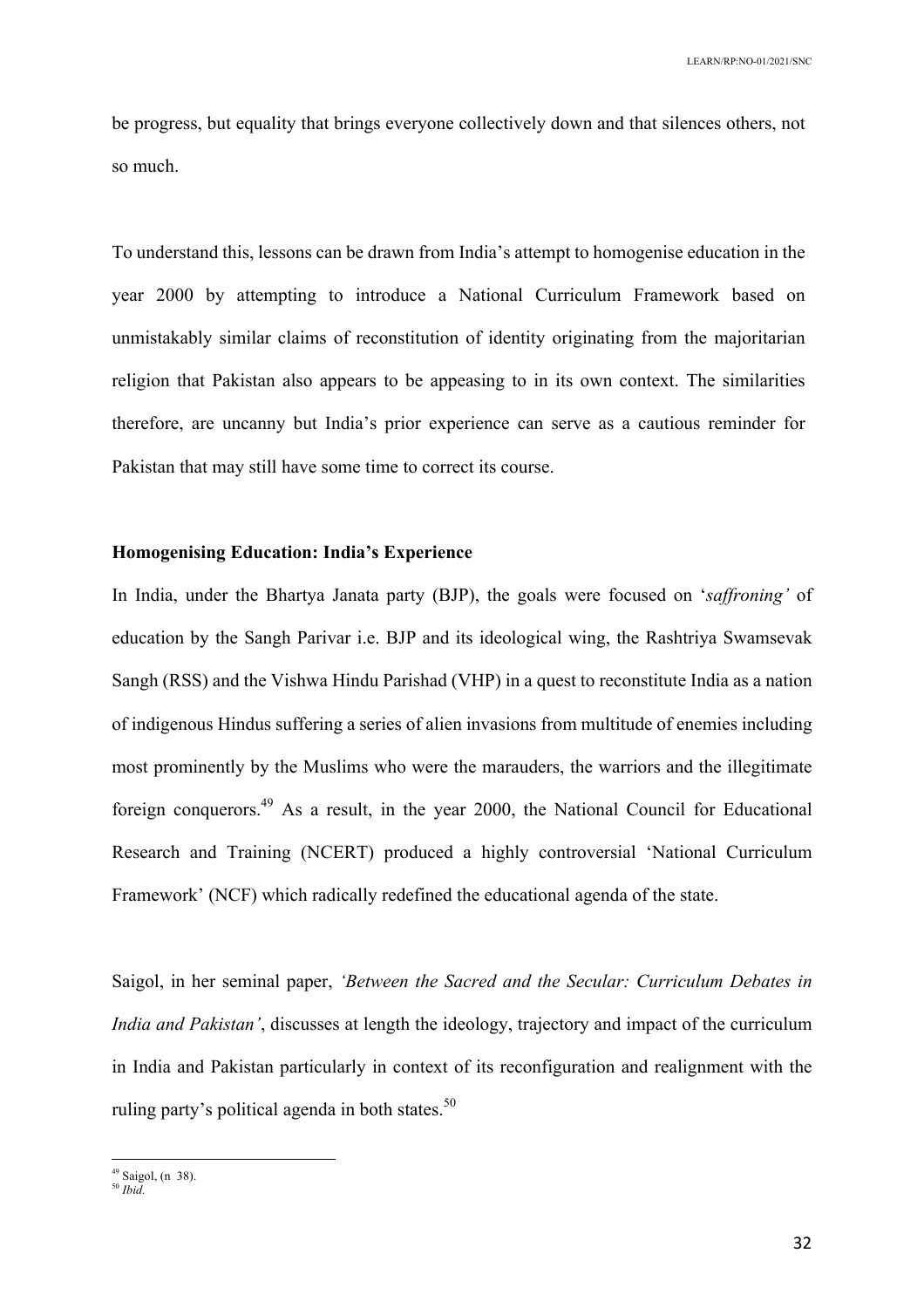be progress, but equality that brings everyone collectively down and that silences others, not so much.

To understand this, lessons can be drawn from India's attempt to homogenise education in the year 2000 by attempting to introduce a National Curriculum Framework based on unmistakably similar claims of reconstitution of identity originating from the majoritarian religion that Pakistan also appears to be appeasing to in its own context. The similarities therefore, are uncanny but India's prior experience can serve as a cautious reminder for Pakistan that may still have some time to correct its course.

**Homogenising Education: India's Experience**

In India, under the Bhartya Janata party (BJP), the goals were focused on '*saffroning'* of education by the Sangh Parivar i.e. BJP and its ideological wing, the Rashtriya Swamsevak Sangh (RSS) and the Vishwa Hindu Parishad (VHP) in a quest to reconstitute India as a nation of indigenous Hindus suffering a series of alien invasions from multitude of enemies including most prominently by the Muslims who were the marauders, the warriors and the illegitimate foreign conquerors.[49] As a result, in the year 2000, the National Council for Educational Research and Training (NCERT) produced a highly controversial 'National Curriculum Framework' (NCF) which radically redefined the educational agenda of the state.

Saigol, in her seminal paper, *'Between the Sacred and the Secular: Curriculum Debates in India and Pakistan'*, discusses at length the ideology, trajectory and impact of the curriculum in India and Pakistan particularly in context of its reconfiguration and realignment with the ruling party's political agenda in both states.[50]

---

[49] Saigol, (n 38).

[50] *Ibid.*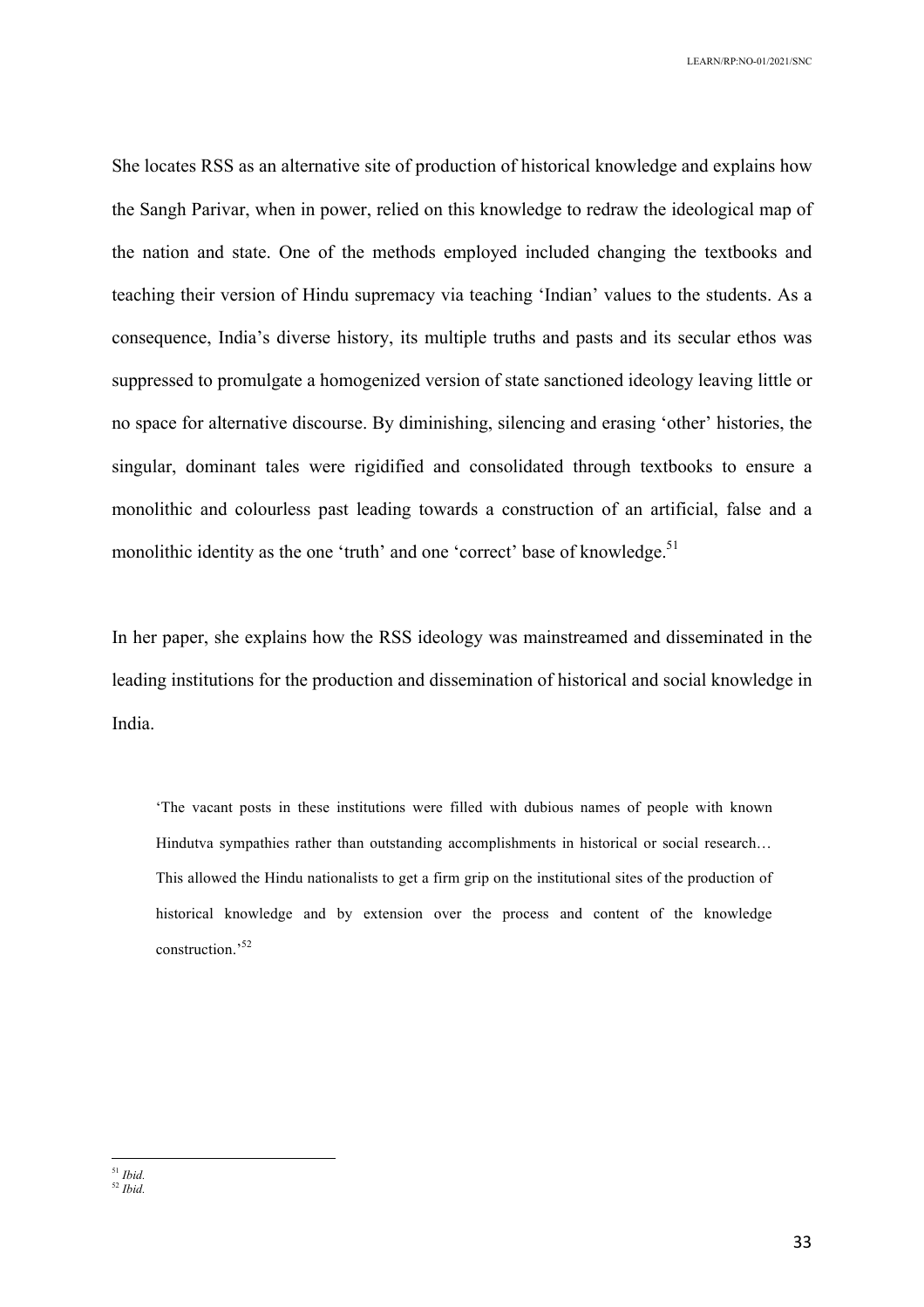She locates RSS as an alternative site of production of historical knowledge and explains how the Sangh Parivar, when in power, relied on this knowledge to redraw the ideological map of the nation and state. One of the methods employed included changing the textbooks and teaching their version of Hindu supremacy via teaching 'Indian' values to the students. As a consequence, India's diverse history, its multiple truths and pasts and its secular ethos was suppressed to promulgate a homogenized version of state sanctioned ideology leaving little or no space for alternative discourse. By diminishing, silencing and erasing 'other' histories, the singular, dominant tales were rigidified and consolidated through textbooks to ensure a monolithic and colourless past leading towards a construction of an artificial, false and a monolithic identity as the one 'truth' and one 'correct' base of knowledge.[51]

In her paper, she explains how the RSS ideology was mainstreamed and disseminated in the leading institutions for the production and dissemination of historical and social knowledge in India.

> 'The vacant posts in these institutions were filled with dubious names of people with known Hindutva sympathies rather than outstanding accomplishments in historical or social research… This allowed the Hindu nationalists to get a firm grip on the institutional sites of the production of historical knowledge and by extension over the process and content of the knowledge construction.'[52]

---

[51] *Ibid.*

[52] *Ibid.*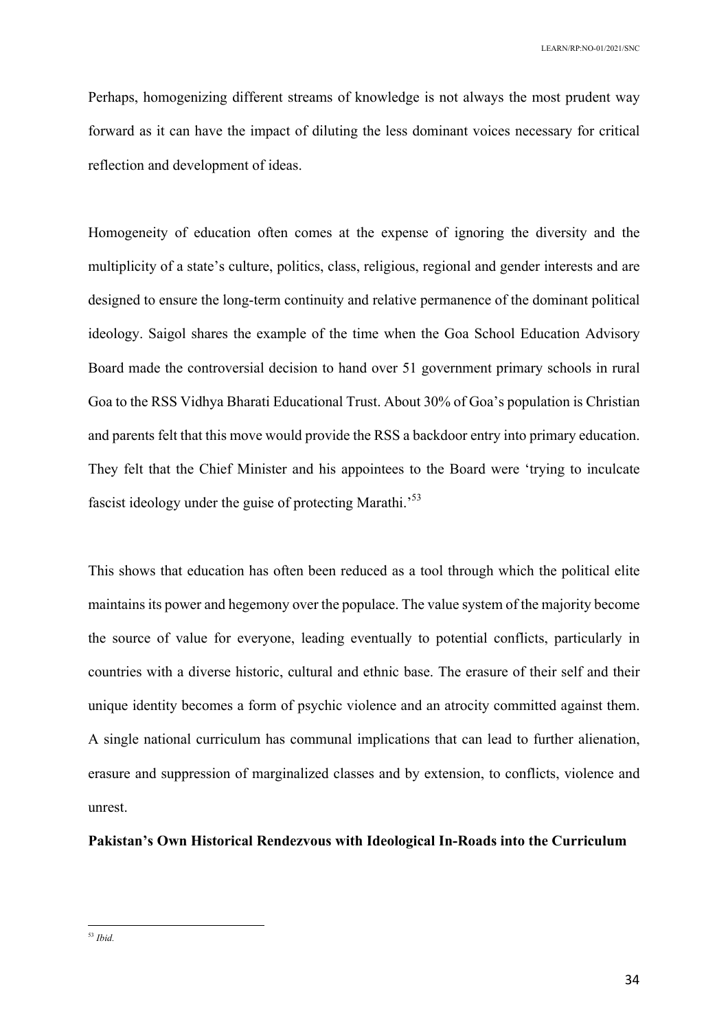Perhaps, homogenizing different streams of knowledge is not always the most prudent way forward as it can have the impact of diluting the less dominant voices necessary for critical reflection and development of ideas.

Homogeneity of education often comes at the expense of ignoring the diversity and the multiplicity of a state's culture, politics, class, religious, regional and gender interests and are designed to ensure the long-term continuity and relative permanence of the dominant political ideology. Saigol shares the example of the time when the Goa School Education Advisory Board made the controversial decision to hand over 51 government primary schools in rural Goa to the RSS Vidhya Bharati Educational Trust. About 30% of Goa's population is Christian and parents felt that this move would provide the RSS a backdoor entry into primary education. They felt that the Chief Minister and his appointees to the Board were 'trying to inculcate fascist ideology under the guise of protecting Marathi.'[53]

This shows that education has often been reduced as a tool through which the political elite maintains its power and hegemony over the populace. The value system of the majority become the source of value for everyone, leading eventually to potential conflicts, particularly in countries with a diverse historic, cultural and ethnic base. The erasure of their self and their unique identity becomes a form of psychic violence and an atrocity committed against them. A single national curriculum has communal implications that can lead to further alienation, erasure and suppression of marginalized classes and by extension, to conflicts, violence and unrest.

**Pakistan's Own Historical Rendezvous with Ideological In-Roads into the Curriculum**

[53] *Ibid.*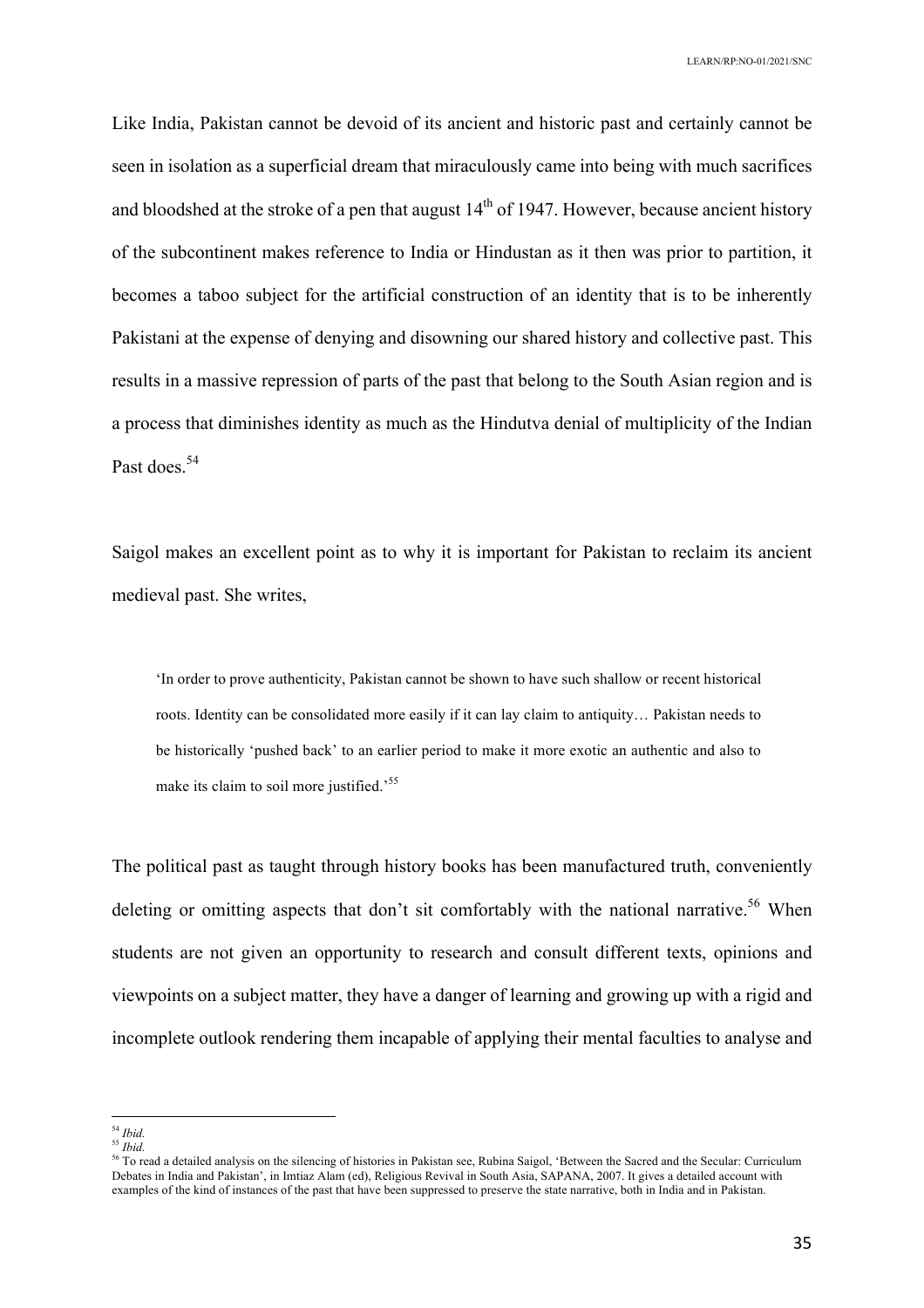Like India, Pakistan cannot be devoid of its ancient and historic past and certainly cannot be seen in isolation as a superficial dream that miraculously came into being with much sacrifices and bloodshed at the stroke of a pen that august 14th of 1947. However, because ancient history of the subcontinent makes reference to India or Hindustan as it then was prior to partition, it becomes a taboo subject for the artificial construction of an identity that is to be inherently Pakistani at the expense of denying and disowning our shared history and collective past. This results in a massive repression of parts of the past that belong to the South Asian region and is a process that diminishes identity as much as the Hindutva denial of multiplicity of the Indian Past does.[54]

Saigol makes an excellent point as to why it is important for Pakistan to reclaim its ancient medieval past. She writes,

> 'In order to prove authenticity, Pakistan cannot be shown to have such shallow or recent historical roots. Identity can be consolidated more easily if it can lay claim to antiquity… Pakistan needs to be historically 'pushed back' to an earlier period to make it more exotic an authentic and also to make its claim to soil more justified.'[55]

The political past as taught through history books has been manufactured truth, conveniently deleting or omitting aspects that don't sit comfortably with the national narrative.[56] When students are not given an opportunity to research and consult different texts, opinions and viewpoints on a subject matter, they have a danger of learning and growing up with a rigid and incomplete outlook rendering them incapable of applying their mental faculties to analyse and

---

[54] *Ibid.*

[55] *Ibid.*

[56] To read a detailed analysis on the silencing of histories in Pakistan see, Rubina Saigol, 'Between the Sacred and the Secular: Curriculum Debates in India and Pakistan', in Imtiaz Alam (ed), Religious Revival in South Asia, SAPANA, 2007. It gives a detailed account with examples of the kind of instances of the past that have been suppressed to preserve the state narrative, both in India and in Pakistan.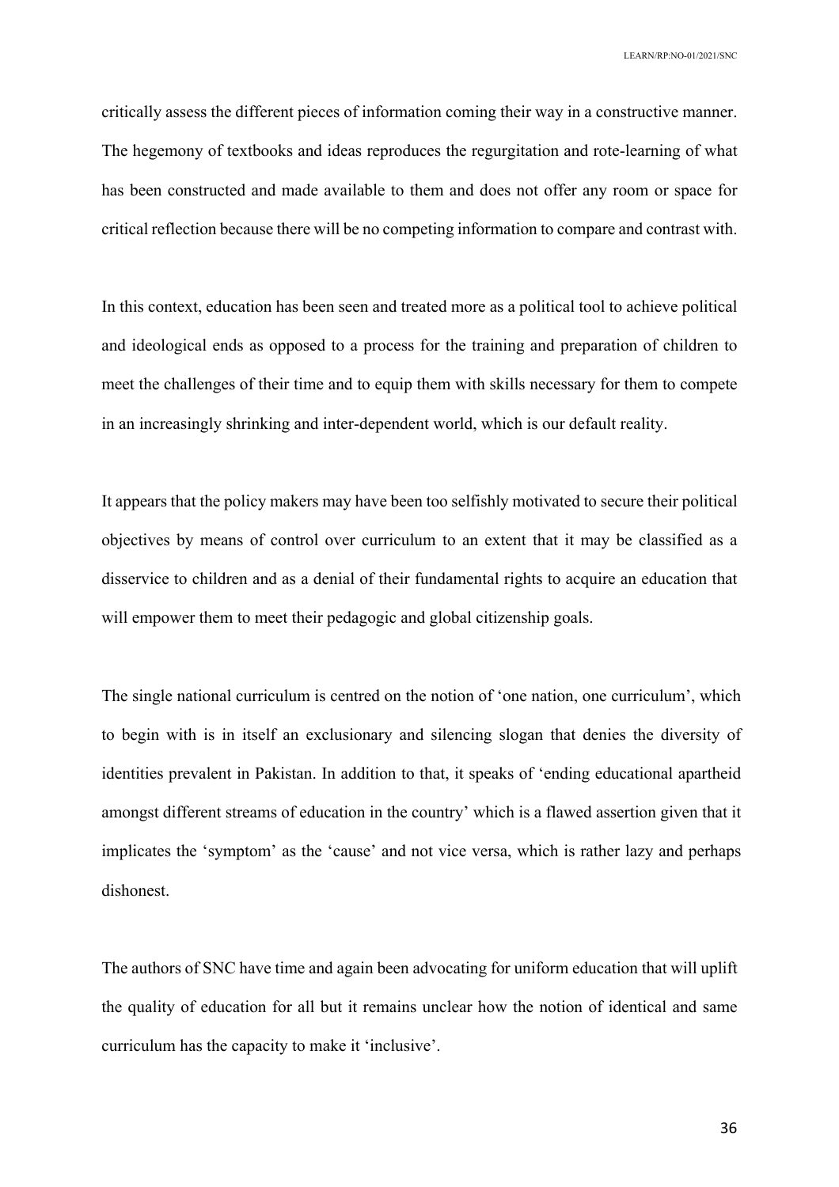critically assess the different pieces of information coming their way in a constructive manner. The hegemony of textbooks and ideas reproduces the regurgitation and rote-learning of what has been constructed and made available to them and does not offer any room or space for critical reflection because there will be no competing information to compare and contrast with.

In this context, education has been seen and treated more as a political tool to achieve political and ideological ends as opposed to a process for the training and preparation of children to meet the challenges of their time and to equip them with skills necessary for them to compete in an increasingly shrinking and inter-dependent world, which is our default reality.

It appears that the policy makers may have been too selfishly motivated to secure their political objectives by means of control over curriculum to an extent that it may be classified as a disservice to children and as a denial of their fundamental rights to acquire an education that will empower them to meet their pedagogic and global citizenship goals.

The single national curriculum is centred on the notion of 'one nation, one curriculum', which to begin with is in itself an exclusionary and silencing slogan that denies the diversity of identities prevalent in Pakistan. In addition to that, it speaks of 'ending educational apartheid amongst different streams of education in the country' which is a flawed assertion given that it implicates the 'symptom' as the 'cause' and not vice versa, which is rather lazy and perhaps dishonest.

The authors of SNC have time and again been advocating for uniform education that will uplift the quality of education for all but it remains unclear how the notion of identical and same curriculum has the capacity to make it 'inclusive'.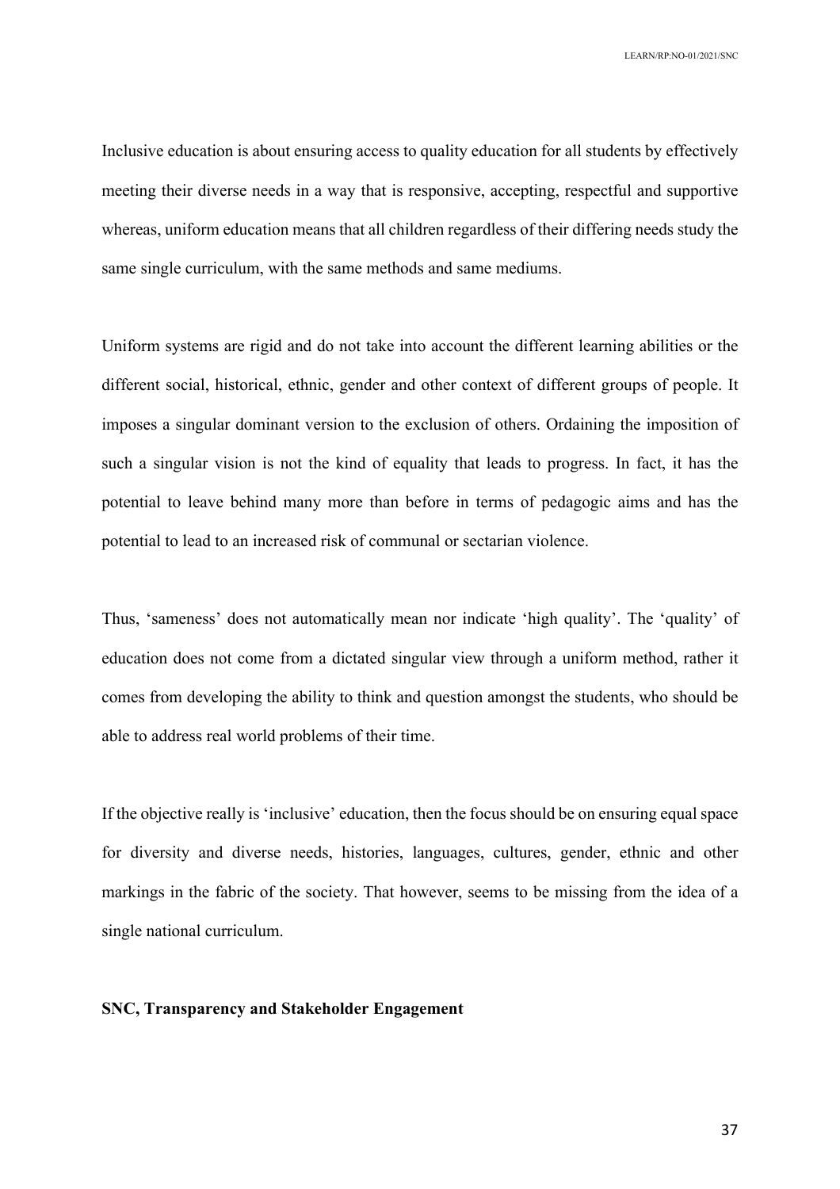Inclusive education is about ensuring access to quality education for all students by effectively meeting their diverse needs in a way that is responsive, accepting, respectful and supportive whereas, uniform education means that all children regardless of their differing needs study the same single curriculum, with the same methods and same mediums.

Uniform systems are rigid and do not take into account the different learning abilities or the different social, historical, ethnic, gender and other context of different groups of people. It imposes a singular dominant version to the exclusion of others. Ordaining the imposition of such a singular vision is not the kind of equality that leads to progress. In fact, it has the potential to leave behind many more than before in terms of pedagogic aims and has the potential to lead to an increased risk of communal or sectarian violence.

Thus, 'sameness' does not automatically mean nor indicate 'high quality'. The 'quality' of education does not come from a dictated singular view through a uniform method, rather it comes from developing the ability to think and question amongst the students, who should be able to address real world problems of their time.

If the objective really is 'inclusive' education, then the focus should be on ensuring equal space for diversity and diverse needs, histories, languages, cultures, gender, ethnic and other markings in the fabric of the society. That however, seems to be missing from the idea of a single national curriculum.

## SNC, Transparency and Stakeholder Engagement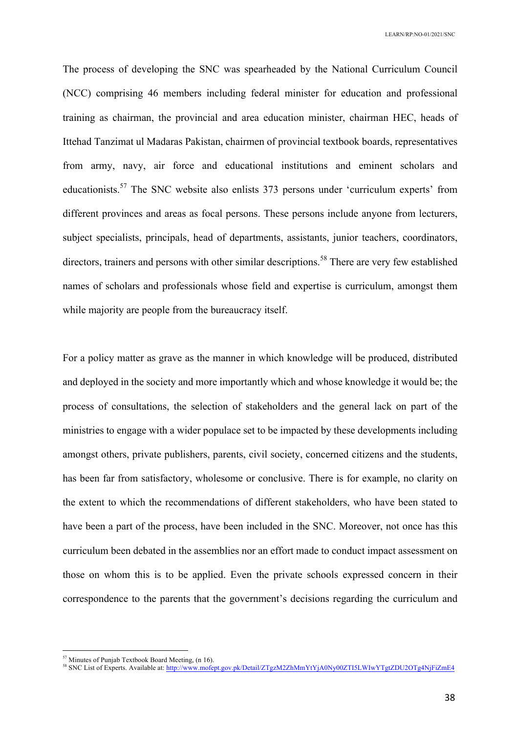The process of developing the SNC was spearheaded by the National Curriculum Council (NCC) comprising 46 members including federal minister for education and professional training as chairman, the provincial and area education minister, chairman HEC, heads of Ittehad Tanzimat ul Madaras Pakistan, chairmen of provincial textbook boards, representatives from army, navy, air force and educational institutions and eminent scholars and educationists.[57] The SNC website also enlists 373 persons under 'curriculum experts' from different provinces and areas as focal persons. These persons include anyone from lecturers, subject specialists, principals, head of departments, assistants, junior teachers, coordinators, directors, trainers and persons with other similar descriptions.[58] There are very few established names of scholars and professionals whose field and expertise is curriculum, amongst them while majority are people from the bureaucracy itself.

For a policy matter as grave as the manner in which knowledge will be produced, distributed and deployed in the society and more importantly which and whose knowledge it would be; the process of consultations, the selection of stakeholders and the general lack on part of the ministries to engage with a wider populace set to be impacted by these developments including amongst others, private publishers, parents, civil society, concerned citizens and the students, has been far from satisfactory, wholesome or conclusive. There is for example, no clarity on the extent to which the recommendations of different stakeholders, who have been stated to have been a part of the process, have been included in the SNC. Moreover, not once has this curriculum been debated in the assemblies nor an effort made to conduct impact assessment on those on whom this is to be applied. Even the private schools expressed concern in their correspondence to the parents that the government's decisions regarding the curriculum and

---

[57] Minutes of Punjab Textbook Board Meeting, (n 16).

[58] SNC List of Experts. Available at: http://www.mofept.gov.pk/Detail/ZTgzM2ZhMmYtYjA0Ny00ZTI5LWIwYTgtZDU2OTg4NjFiZmE4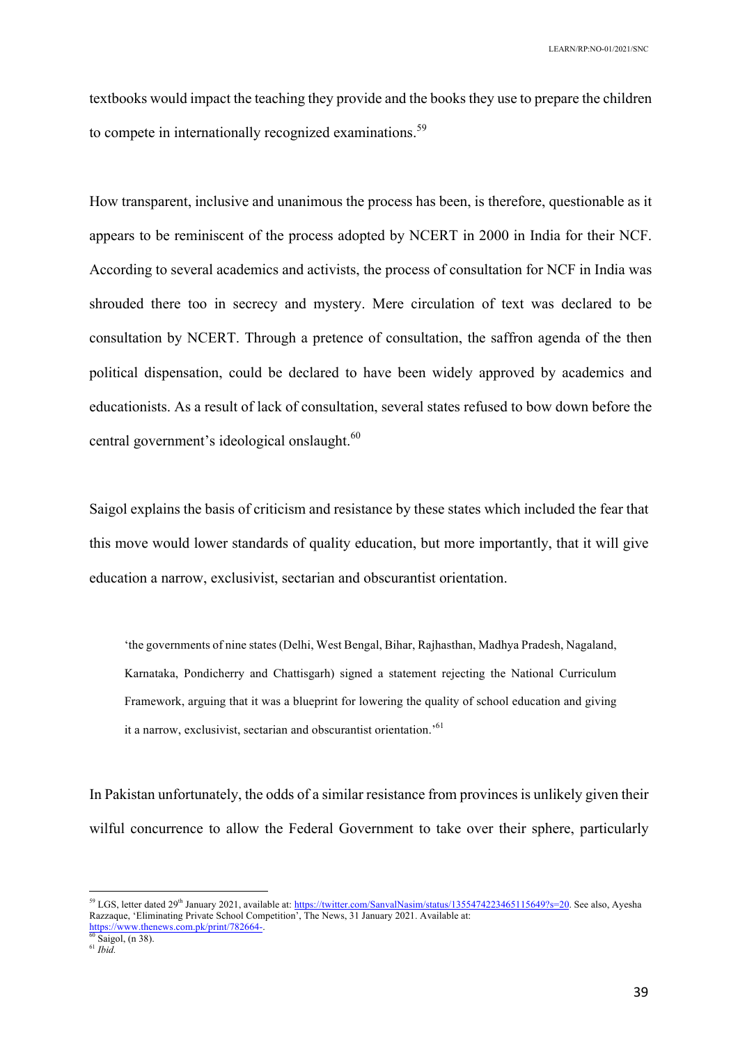textbooks would impact the teaching they provide and the books they use to prepare the children to compete in internationally recognized examinations.[59]

How transparent, inclusive and unanimous the process has been, is therefore, questionable as it appears to be reminiscent of the process adopted by NCERT in 2000 in India for their NCF. According to several academics and activists, the process of consultation for NCF in India was shrouded there too in secrecy and mystery. Mere circulation of text was declared to be consultation by NCERT. Through a pretence of consultation, the saffron agenda of the then political dispensation, could be declared to have been widely approved by academics and educationists. As a result of lack of consultation, several states refused to bow down before the central government's ideological onslaught.[60]

Saigol explains the basis of criticism and resistance by these states which included the fear that this move would lower standards of quality education, but more importantly, that it will give education a narrow, exclusivist, sectarian and obscurantist orientation.

> 'the governments of nine states (Delhi, West Bengal, Bihar, Rajhasthan, Madhya Pradesh, Nagaland, Karnataka, Pondicherry and Chattisgarh) signed a statement rejecting the National Curriculum Framework, arguing that it was a blueprint for lowering the quality of school education and giving it a narrow, exclusivist, sectarian and obscurantist orientation.'[61]

In Pakistan unfortunately, the odds of a similar resistance from provinces is unlikely given their wilful concurrence to allow the Federal Government to take over their sphere, particularly

---

[59] LGS, letter dated 29th January 2021, available at: https://twitter.com/SanvalNasim/status/1355474223465115649?s=20. See also, Ayesha Razzaque, 'Eliminating Private School Competition', The News, 31 January 2021. Available at: https://www.thenews.com.pk/print/782664-.

[60] Saigol, (n 38).

[61] *Ibid.*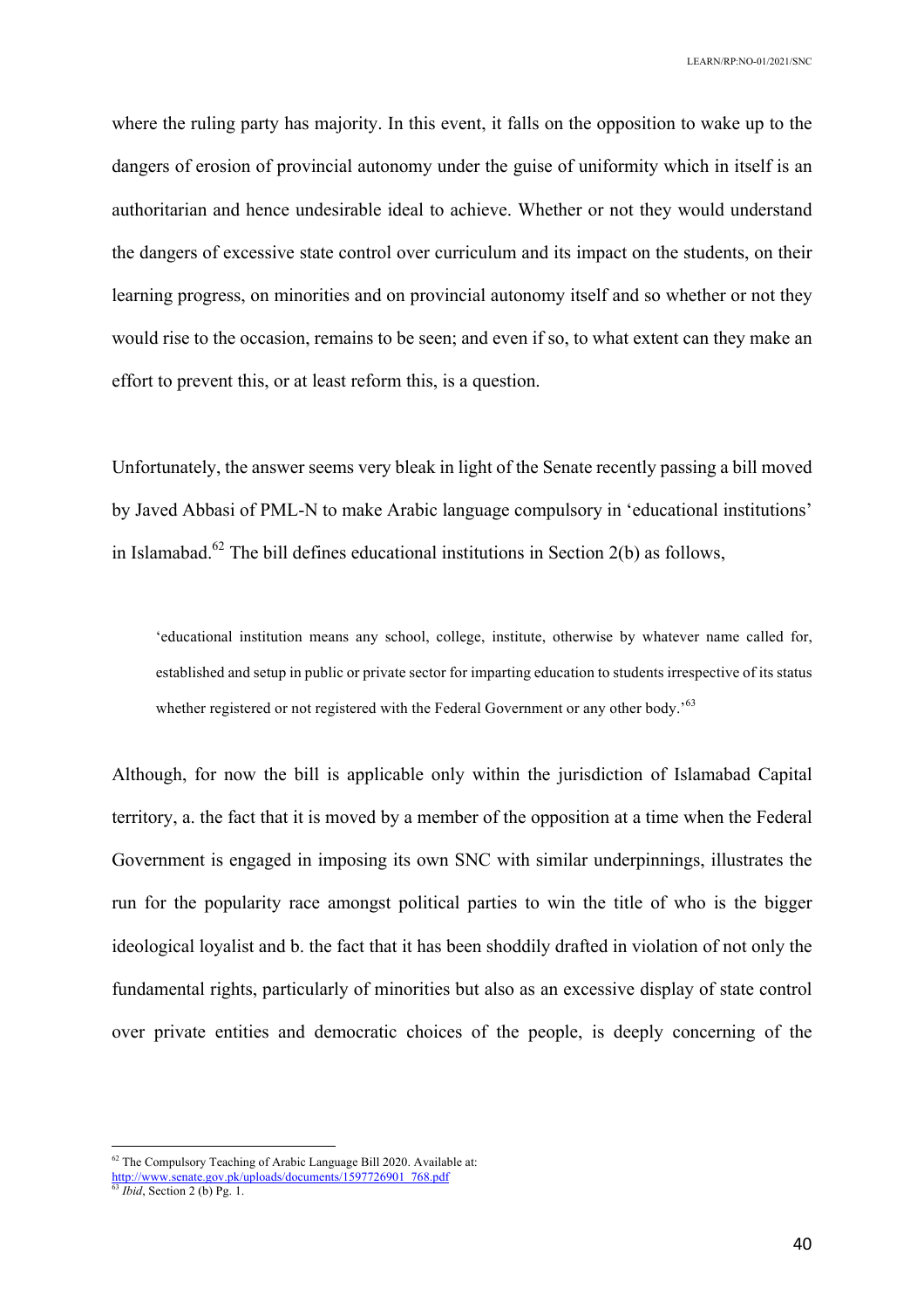where the ruling party has majority. In this event, it falls on the opposition to wake up to the dangers of erosion of provincial autonomy under the guise of uniformity which in itself is an authoritarian and hence undesirable ideal to achieve. Whether or not they would understand the dangers of excessive state control over curriculum and its impact on the students, on their learning progress, on minorities and on provincial autonomy itself and so whether or not they would rise to the occasion, remains to be seen; and even if so, to what extent can they make an effort to prevent this, or at least reform this, is a question.

Unfortunately, the answer seems very bleak in light of the Senate recently passing a bill moved by Javed Abbasi of PML-N to make Arabic language compulsory in 'educational institutions' in Islamabad.[62] The bill defines educational institutions in Section 2(b) as follows,

> 'educational institution means any school, college, institute, otherwise by whatever name called for, established and setup in public or private sector for imparting education to students irrespective of its status whether registered or not registered with the Federal Government or any other body.'[63]

Although, for now the bill is applicable only within the jurisdiction of Islamabad Capital territory, a. the fact that it is moved by a member of the opposition at a time when the Federal Government is engaged in imposing its own SNC with similar underpinnings, illustrates the run for the popularity race amongst political parties to win the title of who is the bigger ideological loyalist and b. the fact that it has been shoddily drafted in violation of not only the fundamental rights, particularly of minorities but also as an excessive display of state control over private entities and democratic choices of the people, is deeply concerning of the

---

[62] The Compulsory Teaching of Arabic Language Bill 2020. Available at: http://www.senate.gov.pk/uploads/documents/1597726901_768.pdf

[63] *Ibid*, Section 2 (b) Pg. 1.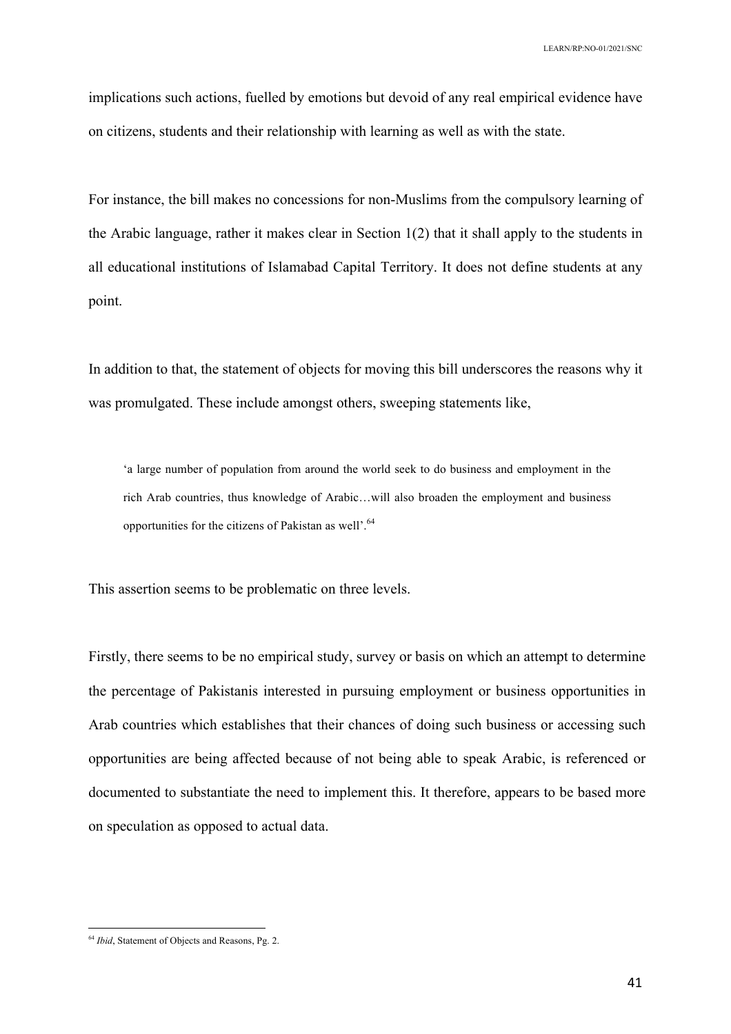implications such actions, fuelled by emotions but devoid of any real empirical evidence have on citizens, students and their relationship with learning as well as with the state.

For instance, the bill makes no concessions for non-Muslims from the compulsory learning of the Arabic language, rather it makes clear in Section 1(2) that it shall apply to the students in all educational institutions of Islamabad Capital Territory. It does not define students at any point.

In addition to that, the statement of objects for moving this bill underscores the reasons why it was promulgated. These include amongst others, sweeping statements like,

> 'a large number of population from around the world seek to do business and employment in the rich Arab countries, thus knowledge of Arabic…will also broaden the employment and business opportunities for the citizens of Pakistan as well'.[64]

This assertion seems to be problematic on three levels.

Firstly, there seems to be no empirical study, survey or basis on which an attempt to determine the percentage of Pakistanis interested in pursuing employment or business opportunities in Arab countries which establishes that their chances of doing such business or accessing such opportunities are being affected because of not being able to speak Arabic, is referenced or documented to substantiate the need to implement this. It therefore, appears to be based more on speculation as opposed to actual data.

---

[64] *Ibid*, Statement of Objects and Reasons, Pg. 2.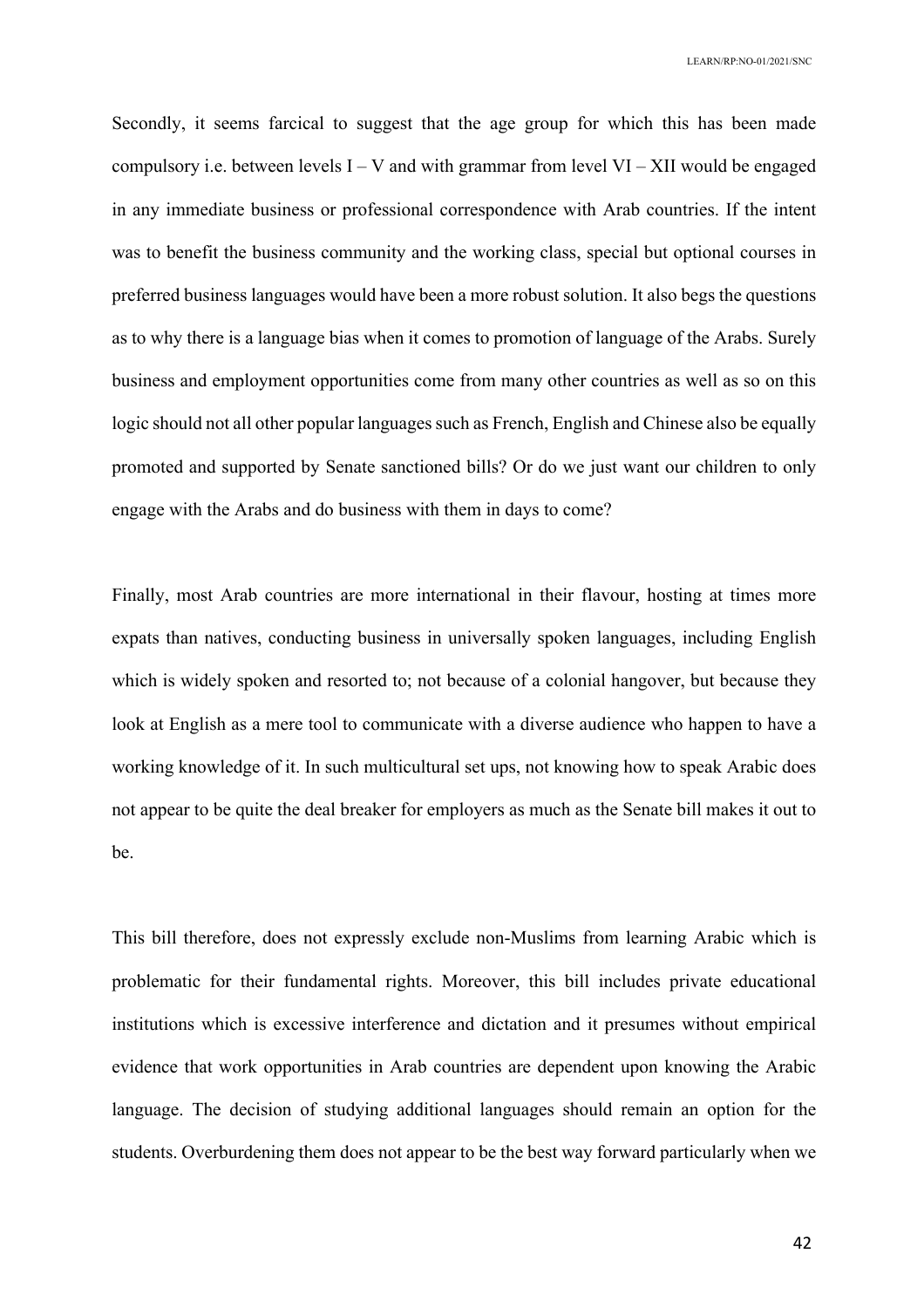Secondly, it seems farcical to suggest that the age group for which this has been made compulsory i.e. between levels I – V and with grammar from level VI – XII would be engaged in any immediate business or professional correspondence with Arab countries. If the intent was to benefit the business community and the working class, special but optional courses in preferred business languages would have been a more robust solution. It also begs the questions as to why there is a language bias when it comes to promotion of language of the Arabs. Surely business and employment opportunities come from many other countries as well as so on this logic should not all other popular languages such as French, English and Chinese also be equally promoted and supported by Senate sanctioned bills? Or do we just want our children to only engage with the Arabs and do business with them in days to come?

Finally, most Arab countries are more international in their flavour, hosting at times more expats than natives, conducting business in universally spoken languages, including English which is widely spoken and resorted to; not because of a colonial hangover, but because they look at English as a mere tool to communicate with a diverse audience who happen to have a working knowledge of it. In such multicultural set ups, not knowing how to speak Arabic does not appear to be quite the deal breaker for employers as much as the Senate bill makes it out to be.

This bill therefore, does not expressly exclude non-Muslims from learning Arabic which is problematic for their fundamental rights. Moreover, this bill includes private educational institutions which is excessive interference and dictation and it presumes without empirical evidence that work opportunities in Arab countries are dependent upon knowing the Arabic language. The decision of studying additional languages should remain an option for the students. Overburdening them does not appear to be the best way forward particularly when we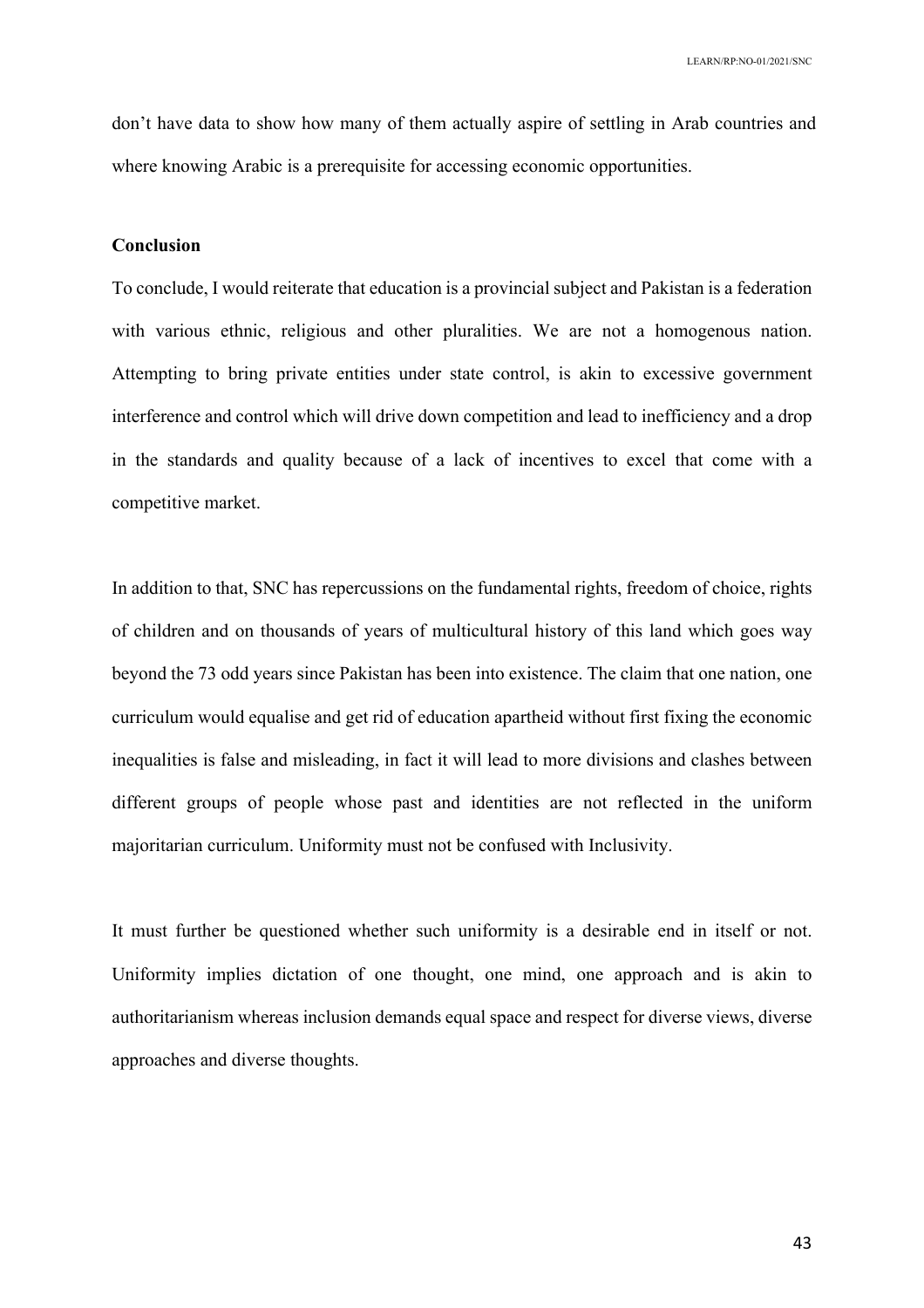don't have data to show how many of them actually aspire of settling in Arab countries and where knowing Arabic is a prerequisite for accessing economic opportunities.

**Conclusion**

To conclude, I would reiterate that education is a provincial subject and Pakistan is a federation with various ethnic, religious and other pluralities. We are not a homogenous nation. Attempting to bring private entities under state control, is akin to excessive government interference and control which will drive down competition and lead to inefficiency and a drop in the standards and quality because of a lack of incentives to excel that come with a competitive market.

In addition to that, SNC has repercussions on the fundamental rights, freedom of choice, rights of children and on thousands of years of multicultural history of this land which goes way beyond the 73 odd years since Pakistan has been into existence. The claim that one nation, one curriculum would equalise and get rid of education apartheid without first fixing the economic inequalities is false and misleading, in fact it will lead to more divisions and clashes between different groups of people whose past and identities are not reflected in the uniform majoritarian curriculum. Uniformity must not be confused with Inclusivity.

It must further be questioned whether such uniformity is a desirable end in itself or not. Uniformity implies dictation of one thought, one mind, one approach and is akin to authoritarianism whereas inclusion demands equal space and respect for diverse views, diverse approaches and diverse thoughts.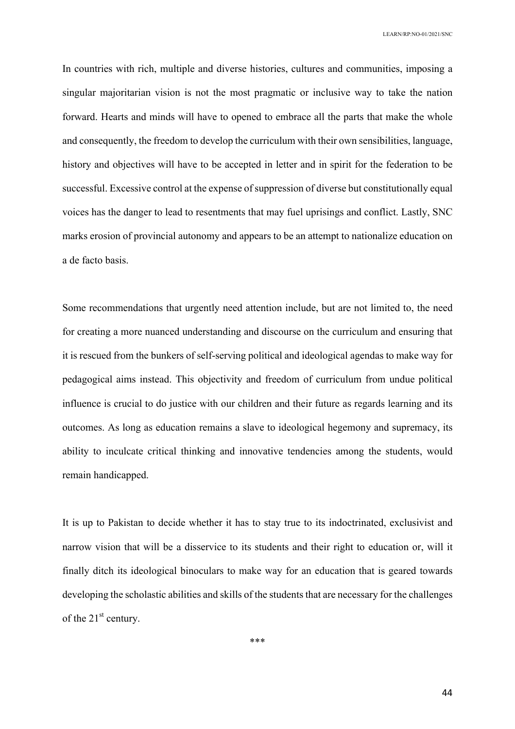In countries with rich, multiple and diverse histories, cultures and communities, imposing a singular majoritarian vision is not the most pragmatic or inclusive way to take the nation forward. Hearts and minds will have to opened to embrace all the parts that make the whole and consequently, the freedom to develop the curriculum with their own sensibilities, language, history and objectives will have to be accepted in letter and in spirit for the federation to be successful. Excessive control at the expense of suppression of diverse but constitutionally equal voices has the danger to lead to resentments that may fuel uprisings and conflict. Lastly, SNC marks erosion of provincial autonomy and appears to be an attempt to nationalize education on a de facto basis.

Some recommendations that urgently need attention include, but are not limited to, the need for creating a more nuanced understanding and discourse on the curriculum and ensuring that it is rescued from the bunkers of self-serving political and ideological agendas to make way for pedagogical aims instead. This objectivity and freedom of curriculum from undue political influence is crucial to do justice with our children and their future as regards learning and its outcomes. As long as education remains a slave to ideological hegemony and supremacy, its ability to inculcate critical thinking and innovative tendencies among the students, would remain handicapped.

It is up to Pakistan to decide whether it has to stay true to its indoctrinated, exclusivist and narrow vision that will be a disservice to its students and their right to education or, will it finally ditch its ideological binoculars to make way for an education that is geared towards developing the scholastic abilities and skills of the students that are necessary for the challenges of the 21st century.

***